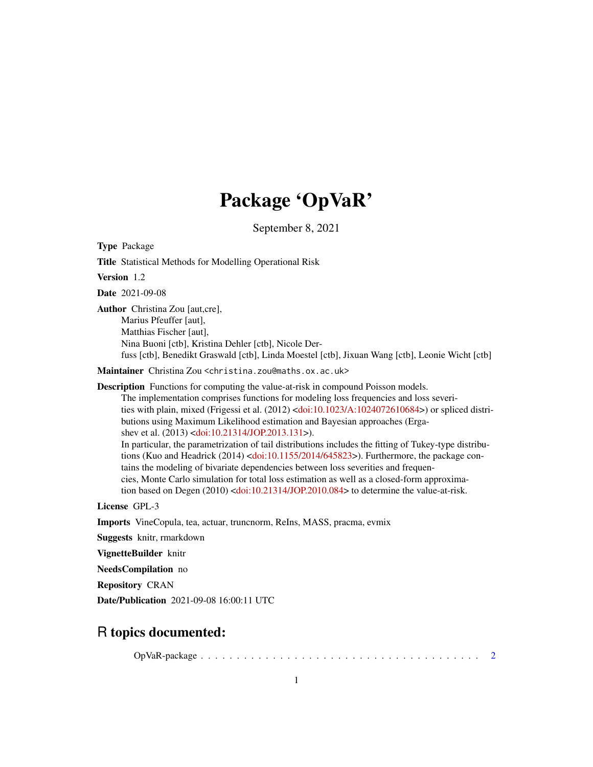# Package 'OpVaR'

September 8, 2021

**Type** Package

**Title** Statistical Methods for Modelling Operational Risk

**Version** 1.2

**Date** 2021-09-08

**Author** Christina Zou [aut,cre],
Marius Pfeuffer [aut],
Matthias Fischer [aut],
Nina Buoni [ctb], Kristina Dehler [ctb], Nicole Derfuss [ctb], Benedikt Graswald [ctb], Linda Moestel [ctb], Jixuan Wang [ctb], Leonie Wicht [ctb]

**Maintainer** Christina Zou <christina.zou@maths.ox.ac.uk>

**Description** Functions for computing the value-at-risk in compound Poisson models.
The implementation comprises functions for modeling loss frequencies and loss severities with plain, mixed (Frigessi et al. (2012) <doi:10.1023/A:1024072610684>) or spliced distributions using Maximum Likelihood estimation and Bayesian approaches (Ergashev et al. (2013) <doi:10.21314/JOP.2013.131>).
In particular, the parametrization of tail distributions includes the fitting of Tukey-type distributions (Kuo and Headrick (2014) <doi:10.1155/2014/645823>). Furthermore, the package contains the modeling of bivariate dependencies between loss severities and frequencies, Monte Carlo simulation for total loss estimation as well as a closed-form approximation based on Degen (2010) <doi:10.21314/JOP.2010.084> to determine the value-at-risk.

**License** GPL-3

**Imports** VineCopula, tea, actuar, truncnorm, ReIns, MASS, pracma, evmix

**Suggests** knitr, rmarkdown

**VignetteBuilder** knitr

**NeedsCompilation** no

**Repository** CRAN

**Date/Publication** 2021-09-08 16:00:11 UTC

## R topics documented:

OpVaR-package . . . . . . . . . . . . . . . . . . . . . . . . . . . . . . . . . . . . . . . 2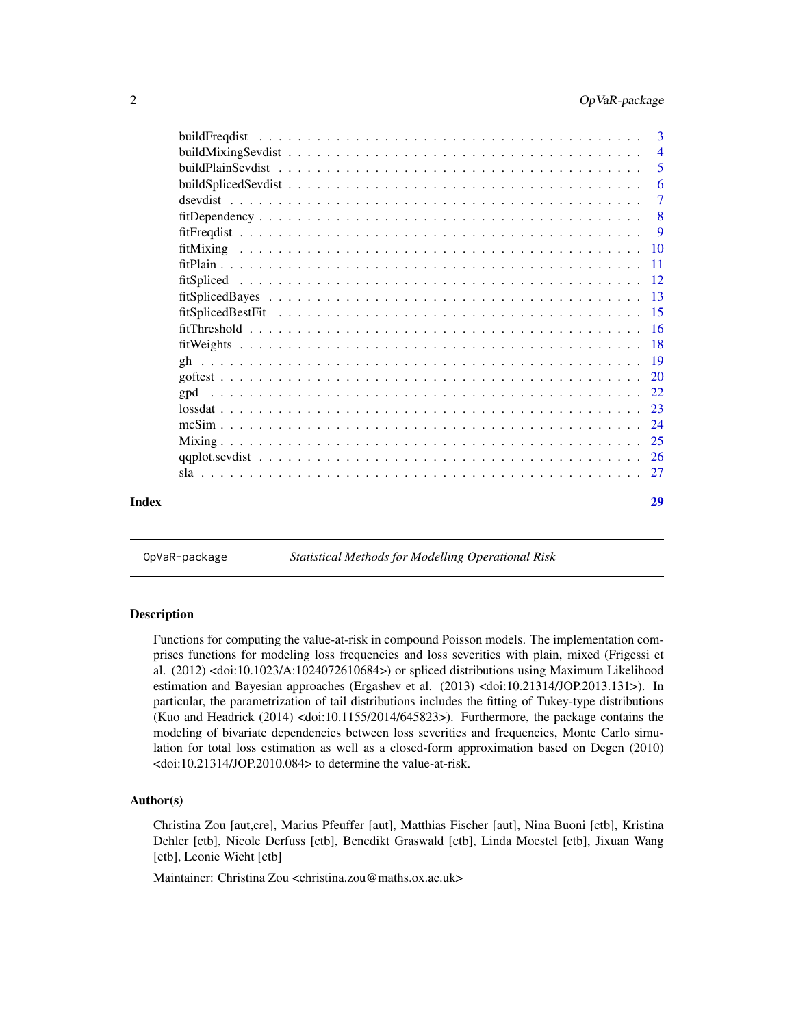| | |
|---|---|
| buildFreqdist | 3 |
| buildMixingSevdist | 4 |
| buildPlainSevdist | 5 |
| buildSplicedSevdist | 6 |
| dsevdist | 7 |
| fitDependency | 8 |
| fitFreqdist | 9 |
| fitMixing | 10 |
| fitPlain | 11 |
| fitSpliced | 12 |
| fitSplicedBayes | 13 |
| fitSplicedBestFit | 15 |
| fitThreshold | 16 |
| fitWeights | 18 |
| gh | 19 |
| goftest | 20 |
| gpd | 22 |
| lossdat | 23 |
| mcSim | 24 |
| Mixing | 25 |
| qqplot.sevdist | 26 |
| sla | 27 |
| **Index** | **29** |

---

`OpVaR-package` *Statistical Methods for Modelling Operational Risk*

---

## Description

Functions for computing the value-at-risk in compound Poisson models. The implementation comprises functions for modeling loss frequencies and loss severities with plain, mixed (Frigessi et al. (2012) <doi:10.1023/A:1024072610684>) or spliced distributions using Maximum Likelihood estimation and Bayesian approaches (Ergashev et al. (2013) <doi:10.21314/JOP.2013.131>). In particular, the parametrization of tail distributions includes the fitting of Tukey-type distributions (Kuo and Headrick (2014) <doi:10.1155/2014/645823>). Furthermore, the package contains the modeling of bivariate dependencies between loss severities and frequencies, Monte Carlo simulation for total loss estimation as well as a closed-form approximation based on Degen (2010) <doi:10.21314/JOP.2010.084> to determine the value-at-risk.

## Author(s)

Christina Zou [aut,cre], Marius Pfeuffer [aut], Matthias Fischer [aut], Nina Buoni [ctb], Kristina Dehler [ctb], Nicole Derfuss [ctb], Benedikt Graswald [ctb], Linda Moestel [ctb], Jixuan Wang [ctb], Leonie Wicht [ctb]

Maintainer: Christina Zou <christina.zou@maths.ox.ac.uk>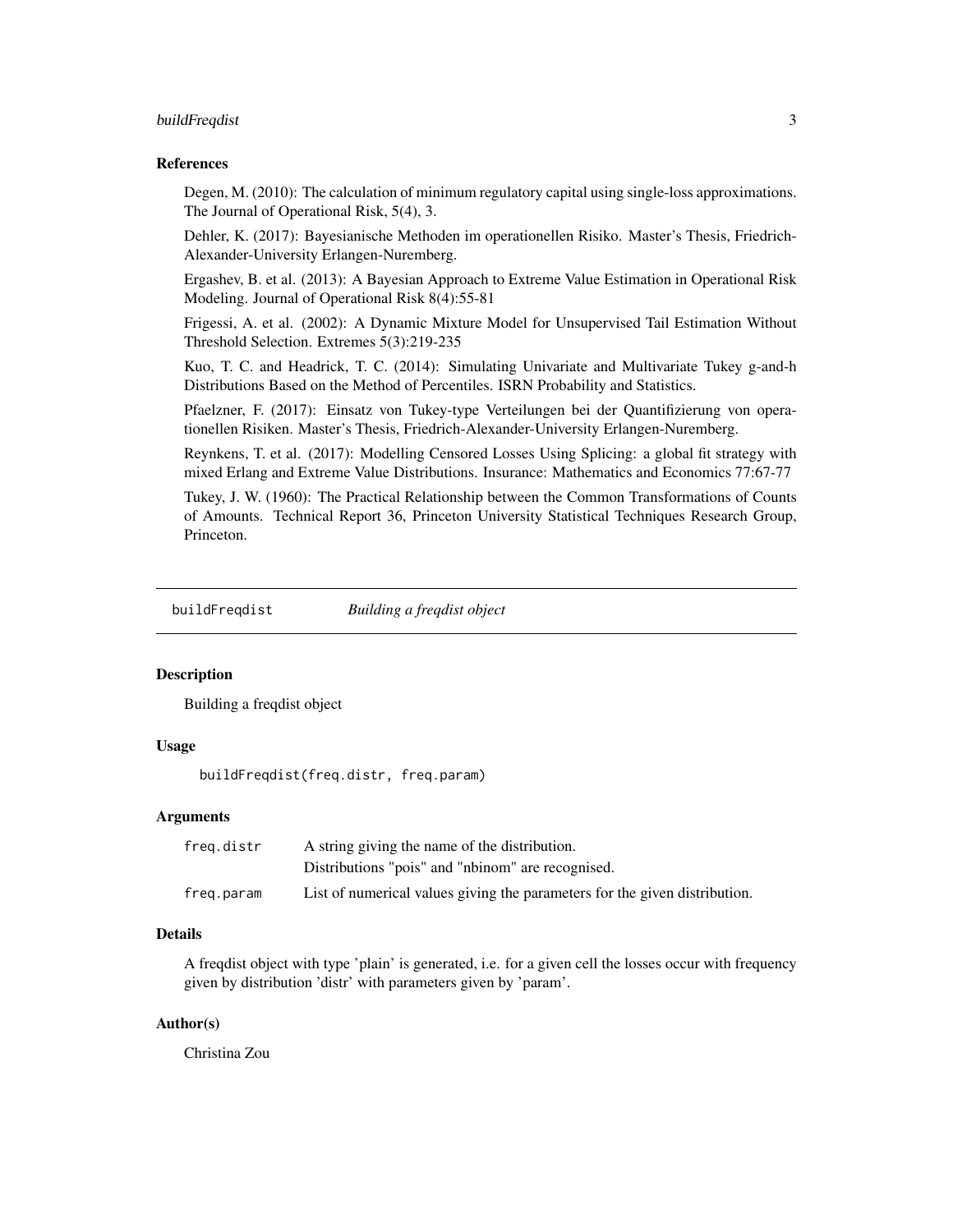### References

Degen, M. (2010): The calculation of minimum regulatory capital using single-loss approximations. The Journal of Operational Risk, 5(4), 3.

Dehler, K. (2017): Bayesianische Methoden im operationellen Risiko. Master's Thesis, Friedrich-Alexander-University Erlangen-Nuremberg.

Ergashev, B. et al. (2013): A Bayesian Approach to Extreme Value Estimation in Operational Risk Modeling. Journal of Operational Risk 8(4):55-81

Frigessi, A. et al. (2002): A Dynamic Mixture Model for Unsupervised Tail Estimation Without Threshold Selection. Extremes 5(3):219-235

Kuo, T. C. and Headrick, T. C. (2014): Simulating Univariate and Multivariate Tukey g-and-h Distributions Based on the Method of Percentiles. ISRN Probability and Statistics.

Pfaelzner, F. (2017): Einsatz von Tukey-type Verteilungen bei der Quantifizierung von operationellen Risiken. Master's Thesis, Friedrich-Alexander-University Erlangen-Nuremberg.

Reynkens, T. et al. (2017): Modelling Censored Losses Using Splicing: a global fit strategy with mixed Erlang and Extreme Value Distributions. Insurance: Mathematics and Economics 77:67-77

Tukey, J. W. (1960): The Practical Relationship between the Common Transformations of Counts of Amounts. Technical Report 36, Princeton University Statistical Techniques Research Group, Princeton.

## buildFreqdist — *Building a freqdist object*

### Description

Building a freqdist object

### Usage

```
buildFreqdist(freq.distr, freq.param)
```

### Arguments

| | |
|---|---|
| `freq.distr` | A string giving the name of the distribution. Distributions "pois" and "nbinom" are recognised. |
| `freq.param` | List of numerical values giving the parameters for the given distribution. |

### Details

A freqdist object with type 'plain' is generated, i.e. for a given cell the losses occur with frequency given by distribution 'distr' with parameters given by 'param'.

### Author(s)

Christina Zou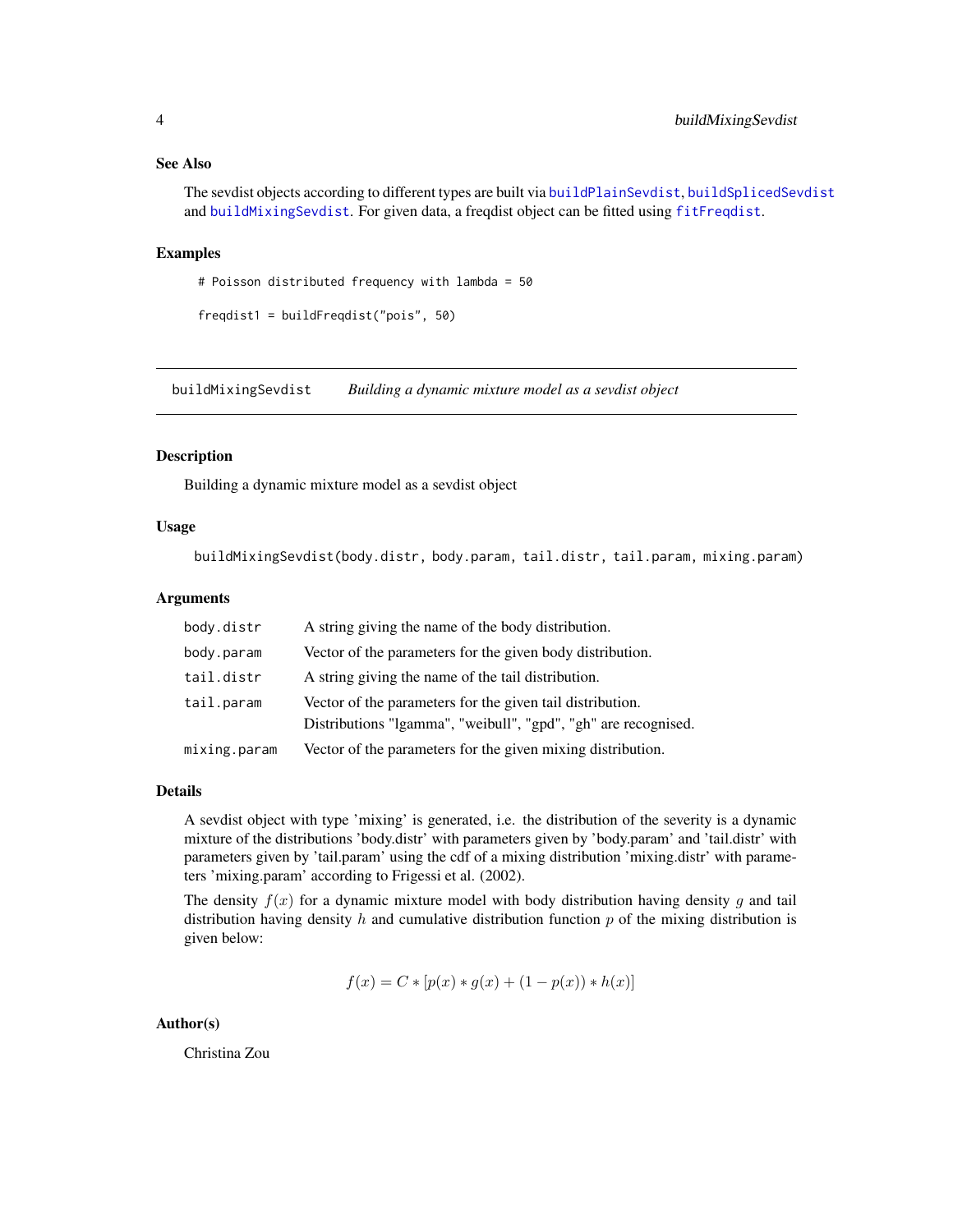### See Also

The sevdist objects according to different types are built via buildPlainSevdist, buildSplicedSevdist and buildMixingSevdist. For given data, a freqdist object can be fitted using fitFreqdist.

### Examples

```
# Poisson distributed frequency with lambda = 50

freqdist1 = buildFreqdist("pois", 50)
```

---

## buildMixingSevdist *Building a dynamic mixture model as a sevdist object*

---

### Description

Building a dynamic mixture model as a sevdist object

### Usage

```
buildMixingSevdist(body.distr, body.param, tail.distr, tail.param, mixing.param)
```

### Arguments

| | |
|---|---|
| body.distr | A string giving the name of the body distribution. |
| body.param | Vector of the parameters for the given body distribution. |
| tail.distr | A string giving the name of the tail distribution. |
| tail.param | Vector of the parameters for the given tail distribution. Distributions "lgamma", "weibull", "gpd", "gh" are recognised. |
| mixing.param | Vector of the parameters for the given mixing distribution. |

### Details

A sevdist object with type 'mixing' is generated, i.e. the distribution of the severity is a dynamic mixture of the distributions 'body.distr' with parameters given by 'body.param' and 'tail.distr' with parameters given by 'tail.param' using the cdf of a mixing distribution 'mixing.distr' with parameters 'mixing.param' according to Frigessi et al. (2002).

The density $f(x)$ for a dynamic mixture model with body distribution having density $g$ and tail distribution having density $h$ and cumulative distribution function $p$ of the mixing distribution is given below:

$$f(x) = C * [p(x) * g(x) + (1 - p(x)) * h(x)]$$

### Author(s)

Christina Zou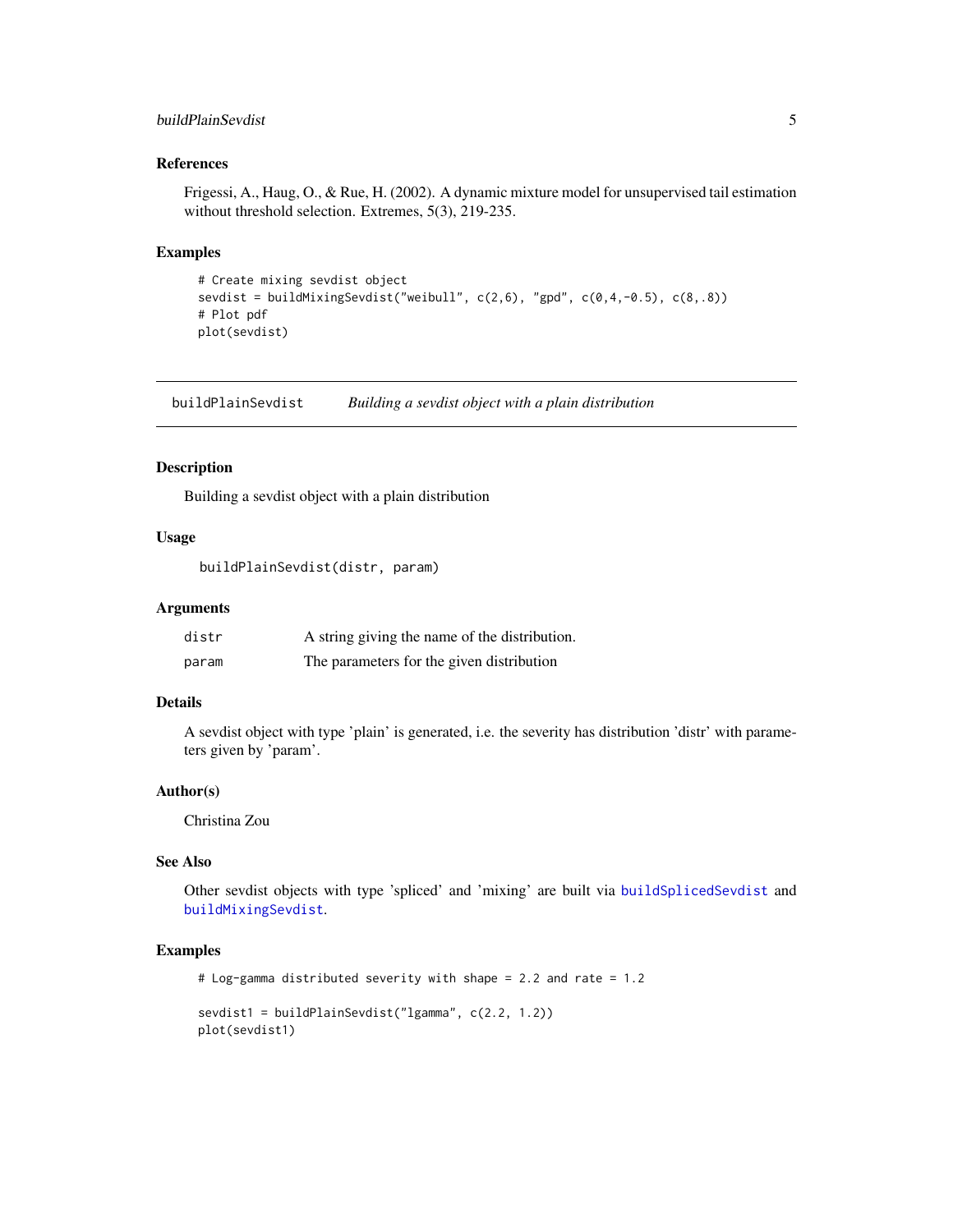### References

Frigessi, A., Haug, O., & Rue, H. (2002). A dynamic mixture model for unsupervised tail estimation without threshold selection. Extremes, 5(3), 219-235.

### Examples

```
# Create mixing sevdist object
sevdist = buildMixingSevdist("weibull", c(2,6), "gpd", c(0,4,-0.5), c(8,.8))
# Plot pdf
plot(sevdist)
```

---

## buildPlainSevdist — *Building a sevdist object with a plain distribution*

---

### Description

Building a sevdist object with a plain distribution

### Usage

```
buildPlainSevdist(distr, param)
```

### Arguments

| | |
|---|---|
| distr | A string giving the name of the distribution. |
| param | The parameters for the given distribution |

### Details

A sevdist object with type 'plain' is generated, i.e. the severity has distribution 'distr' with parameters given by 'param'.

### Author(s)

Christina Zou

### See Also

Other sevdist objects with type 'spliced' and 'mixing' are built via `buildSplicedSevdist` and `buildMixingSevdist`.

### Examples

```
# Log-gamma distributed severity with shape = 2.2 and rate = 1.2

sevdist1 = buildPlainSevdist("lgamma", c(2.2, 1.2))
plot(sevdist1)
```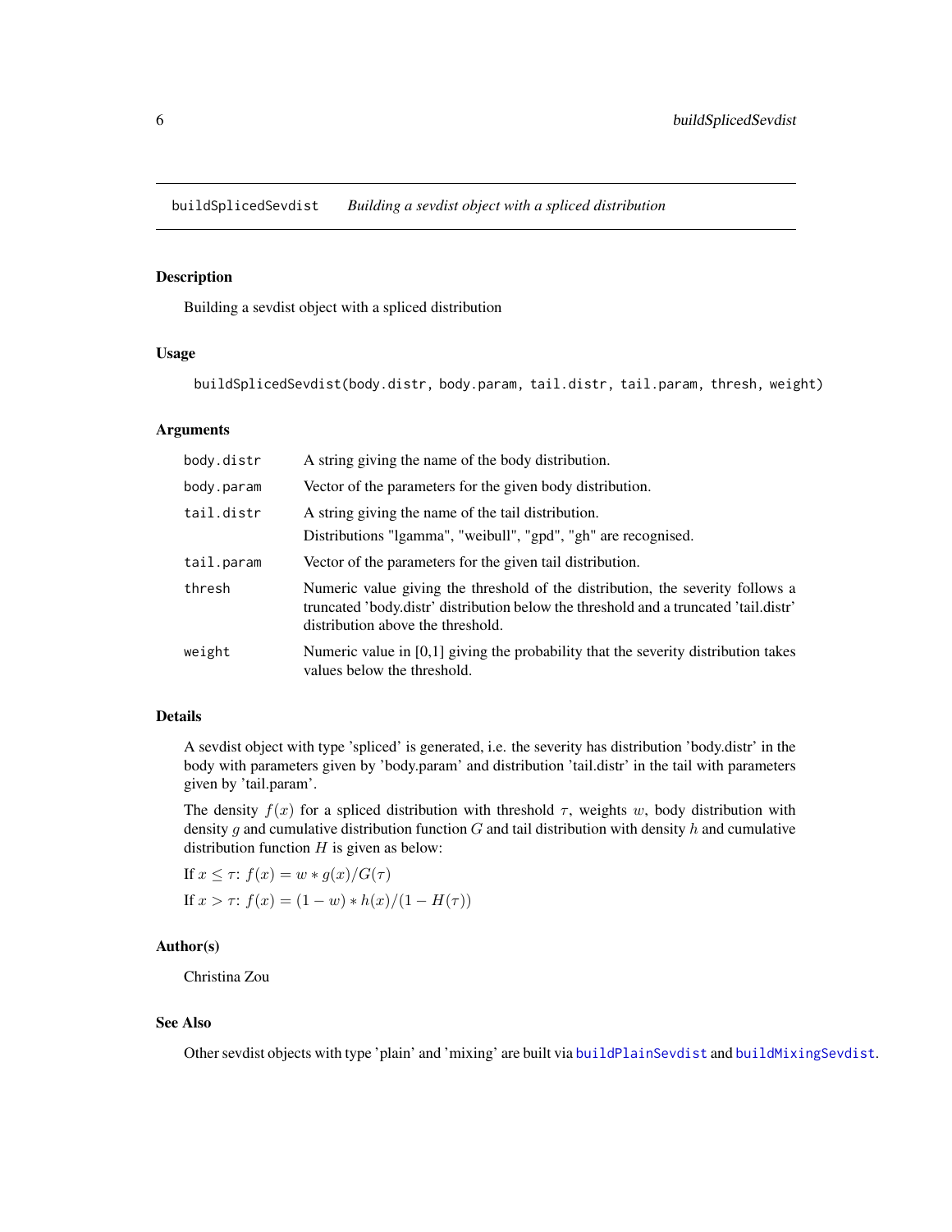# buildSplicedSevdist — *Building a sevdist object with a spliced distribution*

## Description

Building a sevdist object with a spliced distribution

## Usage

```
buildSplicedSevdist(body.distr, body.param, tail.distr, tail.param, thresh, weight)
```

## Arguments

| | |
|---|---|
| `body.distr` | A string giving the name of the body distribution. |
| `body.param` | Vector of the parameters for the given body distribution. |
| `tail.distr` | A string giving the name of the tail distribution. Distributions "lgamma", "weibull", "gpd", "gh" are recognised. |
| `tail.param` | Vector of the parameters for the given tail distribution. |
| `thresh` | Numeric value giving the threshold of the distribution, the severity follows a truncated 'body.distr' distribution below the threshold and a truncated 'tail.distr' distribution above the threshold. |
| `weight` | Numeric value in [0,1] giving the probability that the severity distribution takes values below the threshold. |

## Details

A sevdist object with type 'spliced' is generated, i.e. the severity has distribution 'body.distr' in the body with parameters given by 'body.param' and distribution 'tail.distr' in the tail with parameters given by 'tail.param'.

The density $f(x)$ for a spliced distribution with threshold $\tau$, weights $w$, body distribution with density $g$ and cumulative distribution function $G$ and tail distribution with density $h$ and cumulative distribution function $H$ is given as below:

If $x \le \tau$: $f(x) = w * g(x)/G(\tau)$

If $x > \tau$: $f(x) = (1 - w) * h(x)/(1 - H(\tau))$

## Author(s)

Christina Zou

## See Also

Other sevdist objects with type 'plain' and 'mixing' are built via `buildPlainSevdist` and `buildMixingSevdist`.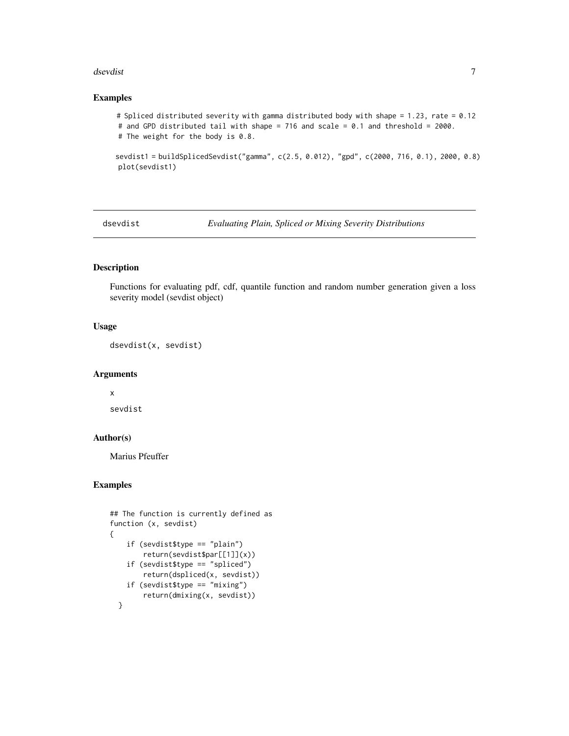## Examples

```
# Spliced distributed severity with gamma distributed body with shape = 1.23, rate = 0.12
# and GPD distributed tail with shape = 716 and scale = 0.1 and threshold = 2000.
# The weight for the body is 0.8.

sevdist1 = buildSplicedSevdist("gamma", c(2.5, 0.012), "gpd", c(2000, 716, 0.1), 2000, 0.8)
plot(sevdist1)
```

---

# dsevdist — *Evaluating Plain, Spliced or Mixing Severity Distributions*

## Description

Functions for evaluating pdf, cdf, quantile function and random number generation given a loss severity model (sevdist object)

## Usage

```
dsevdist(x, sevdist)
```

## Arguments

`x`

`sevdist`

## Author(s)

Marius Pfeuffer

## Examples

```
## The function is currently defined as
function (x, sevdist)
{
    if (sevdist$type == "plain")
        return(sevdist$par[[1]](x))
    if (sevdist$type == "spliced")
        return(dspliced(x, sevdist))
    if (sevdist$type == "mixing")
        return(dmixing(x, sevdist))
  }
```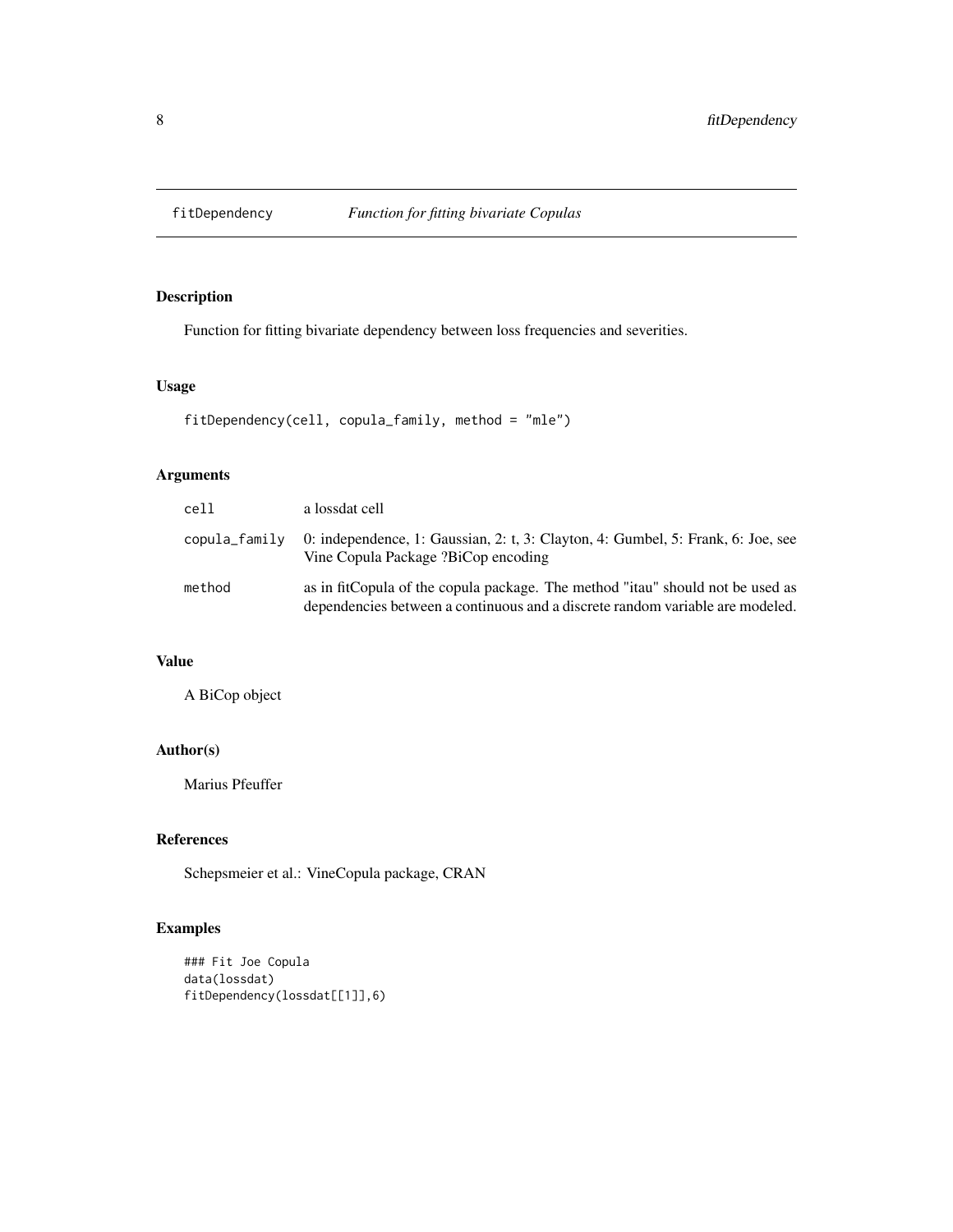# fitDependency — *Function for fitting bivariate Copulas*

## Description

Function for fitting bivariate dependency between loss frequencies and severities.

## Usage

```
fitDependency(cell, copula_family, method = "mle")
```

## Arguments

| | |
|---|---|
| cell | a lossdat cell |
| copula_family | 0: independence, 1: Gaussian, 2: t, 3: Clayton, 4: Gumbel, 5: Frank, 6: Joe, see Vine Copula Package ?BiCop encoding |
| method | as in fitCopula of the copula package. The method "itau" should not be used as dependencies between a continuous and a discrete random variable are modeled. |

## Value

A BiCop object

## Author(s)

Marius Pfeuffer

## References

Schepsmeier et al.: VineCopula package, CRAN

## Examples

```
### Fit Joe Copula
data(lossdat)
fitDependency(lossdat[[1]],6)
```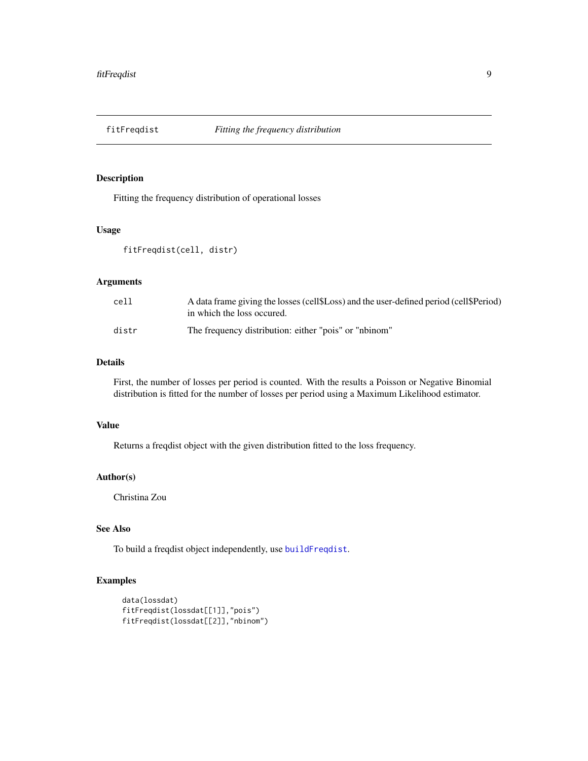# fitFreqdist — *Fitting the frequency distribution*

## Description

Fitting the frequency distribution of operational losses

## Usage

```
fitFreqdist(cell, distr)
```

## Arguments

| | |
|---|---|
| `cell` | A data frame giving the losses (cell$Loss) and the user-defined period (cell$Period) in which the loss occured. |
| `distr` | The frequency distribution: either "pois" or "nbinom" |

## Details

First, the number of losses per period is counted. With the results a Poisson or Negative Binomial distribution is fitted for the number of losses per period using a Maximum Likelihood estimator.

## Value

Returns a freqdist object with the given distribution fitted to the loss frequency.

## Author(s)

Christina Zou

## See Also

To build a freqdist object independently, use `buildFreqdist`.

## Examples

```
data(lossdat)
fitFreqdist(lossdat[[1]],"pois")
fitFreqdist(lossdat[[2]],"nbinom")
```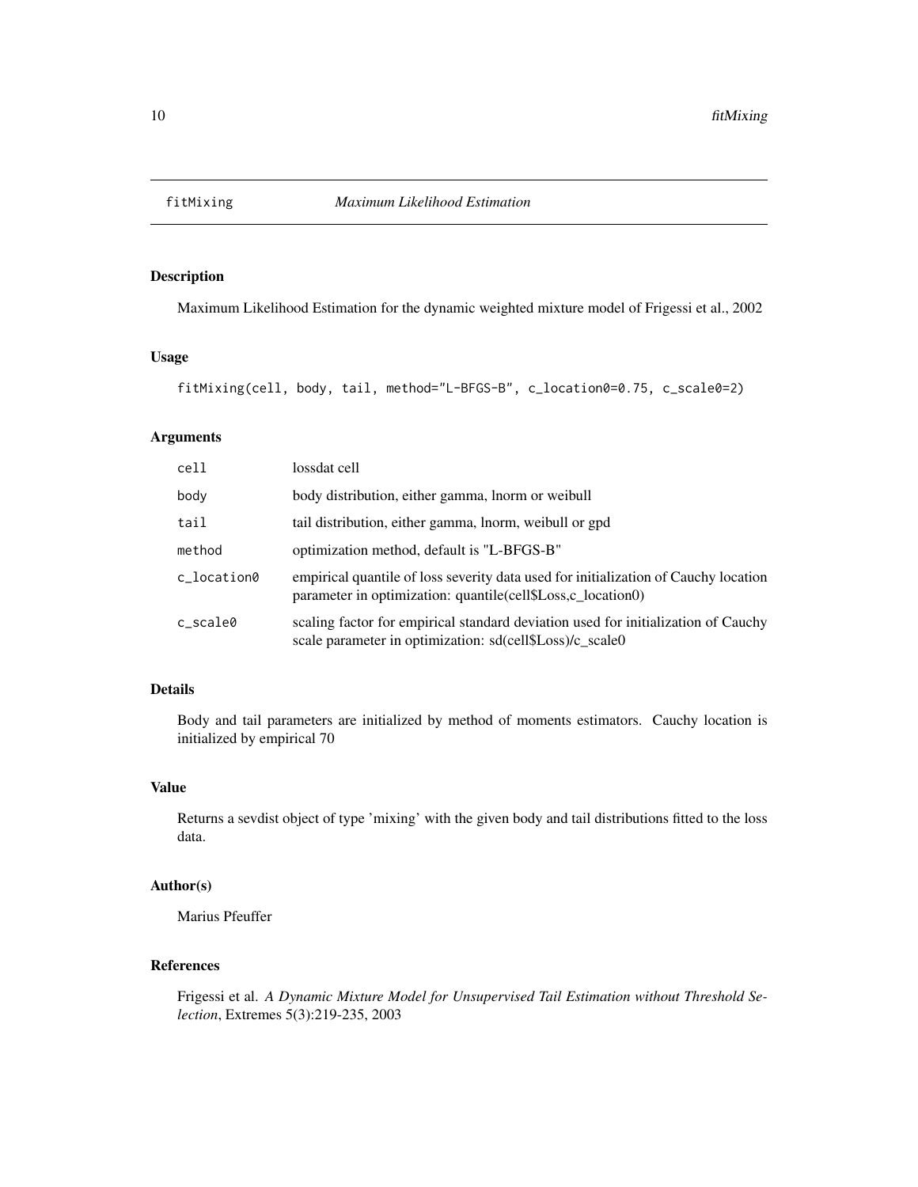# fitMixing *Maximum Likelihood Estimation*

## Description

Maximum Likelihood Estimation for the dynamic weighted mixture model of Frigessi et al., 2002

## Usage

```
fitMixing(cell, body, tail, method="L-BFGS-B", c_location0=0.75, c_scale0=2)
```

## Arguments

| | |
|---|---|
| cell | lossdat cell |
| body | body distribution, either gamma, lnorm or weibull |
| tail | tail distribution, either gamma, lnorm, weibull or gpd |
| method | optimization method, default is "L-BFGS-B" |
| c_location0 | empirical quantile of loss severity data used for initialization of Cauchy location parameter in optimization: quantile(cell$Loss,c_location0) |
| c_scale0 | scaling factor for empirical standard deviation used for initialization of Cauchy scale parameter in optimization: sd(cell$Loss)/c_scale0 |

## Details

Body and tail parameters are initialized by method of moments estimators. Cauchy location is initialized by empirical 70

## Value

Returns a sevdist object of type 'mixing' with the given body and tail distributions fitted to the loss data.

## Author(s)

Marius Pfeuffer

## References

Frigessi et al. *A Dynamic Mixture Model for Unsupervised Tail Estimation without Threshold Selection*, Extremes 5(3):219-235, 2003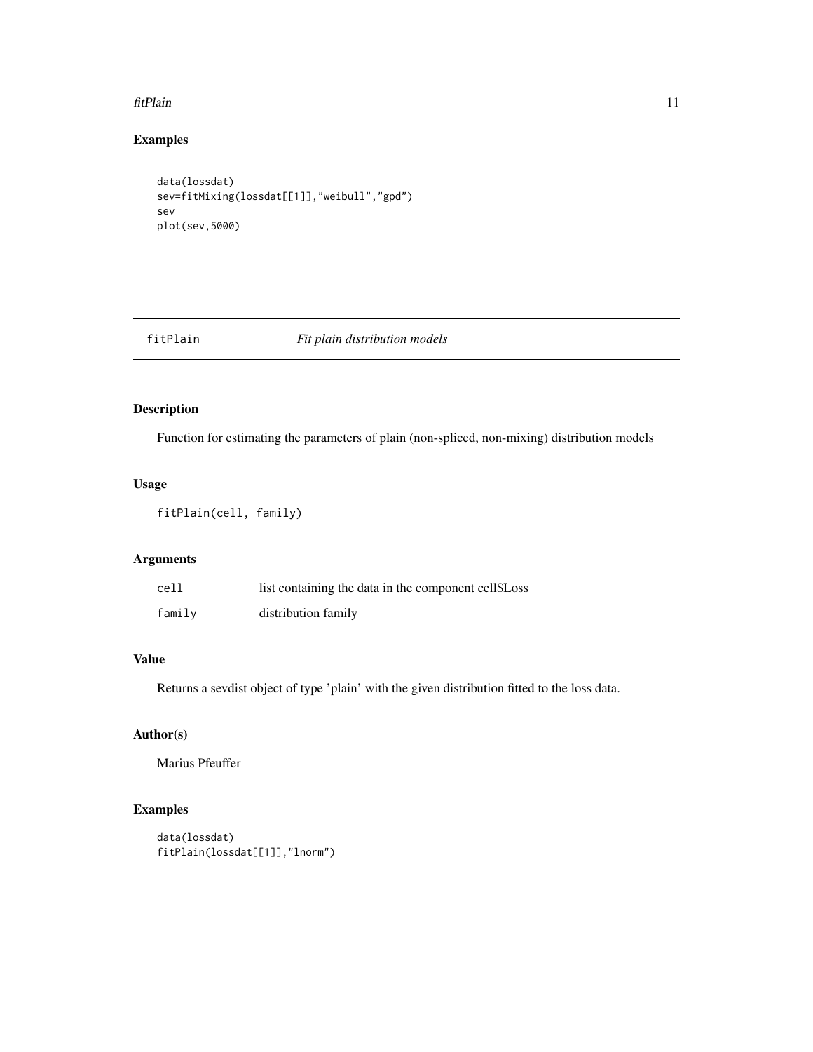## Examples

```
data(lossdat)
sev=fitMixing(lossdat[[1]],"weibull","gpd")
sev
plot(sev,5000)
```

---

# fitPlain *Fit plain distribution models*

## Description

Function for estimating the parameters of plain (non-spliced, non-mixing) distribution models

## Usage

```
fitPlain(cell, family)
```

## Arguments

| | |
|---|---|
| `cell` | list containing the data in the component cell$Loss |
| `family` | distribution family |

## Value

Returns a sevdist object of type 'plain' with the given distribution fitted to the loss data.

## Author(s)

Marius Pfeuffer

## Examples

```
data(lossdat)
fitPlain(lossdat[[1]],"lnorm")
```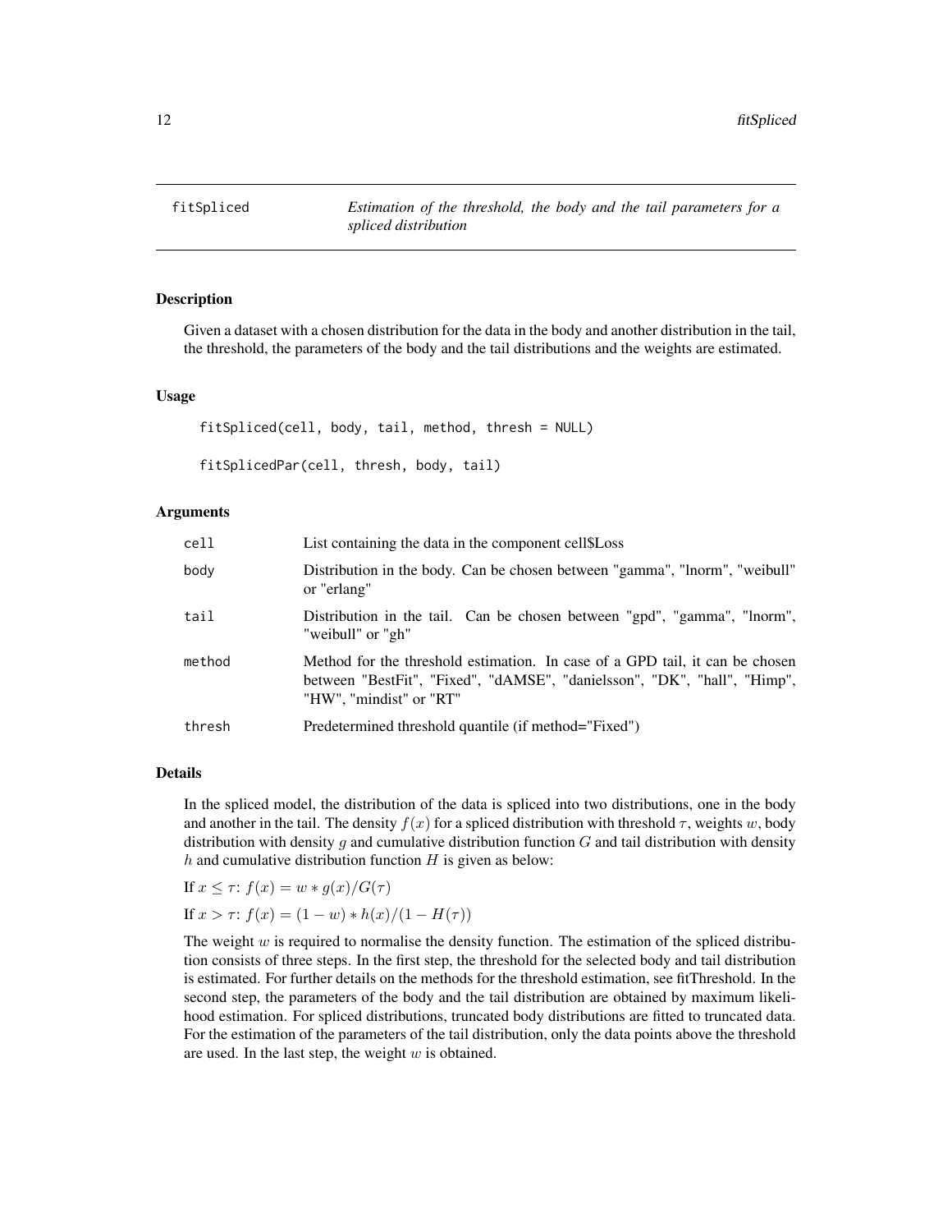# fitSpliced

*Estimation of the threshold, the body and the tail parameters for a spliced distribution*

## Description

Given a dataset with a chosen distribution for the data in the body and another distribution in the tail, the threshold, the parameters of the body and the tail distributions and the weights are estimated.

## Usage

```
fitSpliced(cell, body, tail, method, thresh = NULL)

fitSplicedPar(cell, thresh, body, tail)
```

## Arguments

| | |
|---|---|
| cell | List containing the data in the component cell$Loss |
| body | Distribution in the body. Can be chosen between "gamma", "lnorm", "weibull" or "erlang" |
| tail | Distribution in the tail. Can be chosen between "gpd", "gamma", "lnorm", "weibull" or "gh" |
| method | Method for the threshold estimation. In case of a GPD tail, it can be chosen between "BestFit", "Fixed", "dAMSE", "danielsson", "DK", "hall", "Himp", "HW", "mindist" or "RT" |
| thresh | Predetermined threshold quantile (if method="Fixed") |

## Details

In the spliced model, the distribution of the data is spliced into two distributions, one in the body and another in the tail. The density $f(x)$ for a spliced distribution with threshold $\tau$, weights $w$, body distribution with density $g$ and cumulative distribution function $G$ and tail distribution with density $h$ and cumulative distribution function $H$ is given as below:

If $x \leq \tau$: $f(x) = w * g(x)/G(\tau)$

If $x > \tau$: $f(x) = (1 - w) * h(x)/(1 - H(\tau))$

The weight $w$ is required to normalise the density function. The estimation of the spliced distribution consists of three steps. In the first step, the threshold for the selected body and tail distribution is estimated. For further details on the methods for the threshold estimation, see fitThreshold. In the second step, the parameters of the body and the tail distribution are obtained by maximum likelihood estimation. For spliced distributions, truncated body distributions are fitted to truncated data. For the estimation of the parameters of the tail distribution, only the data points above the threshold are used. In the last step, the weight $w$ is obtained.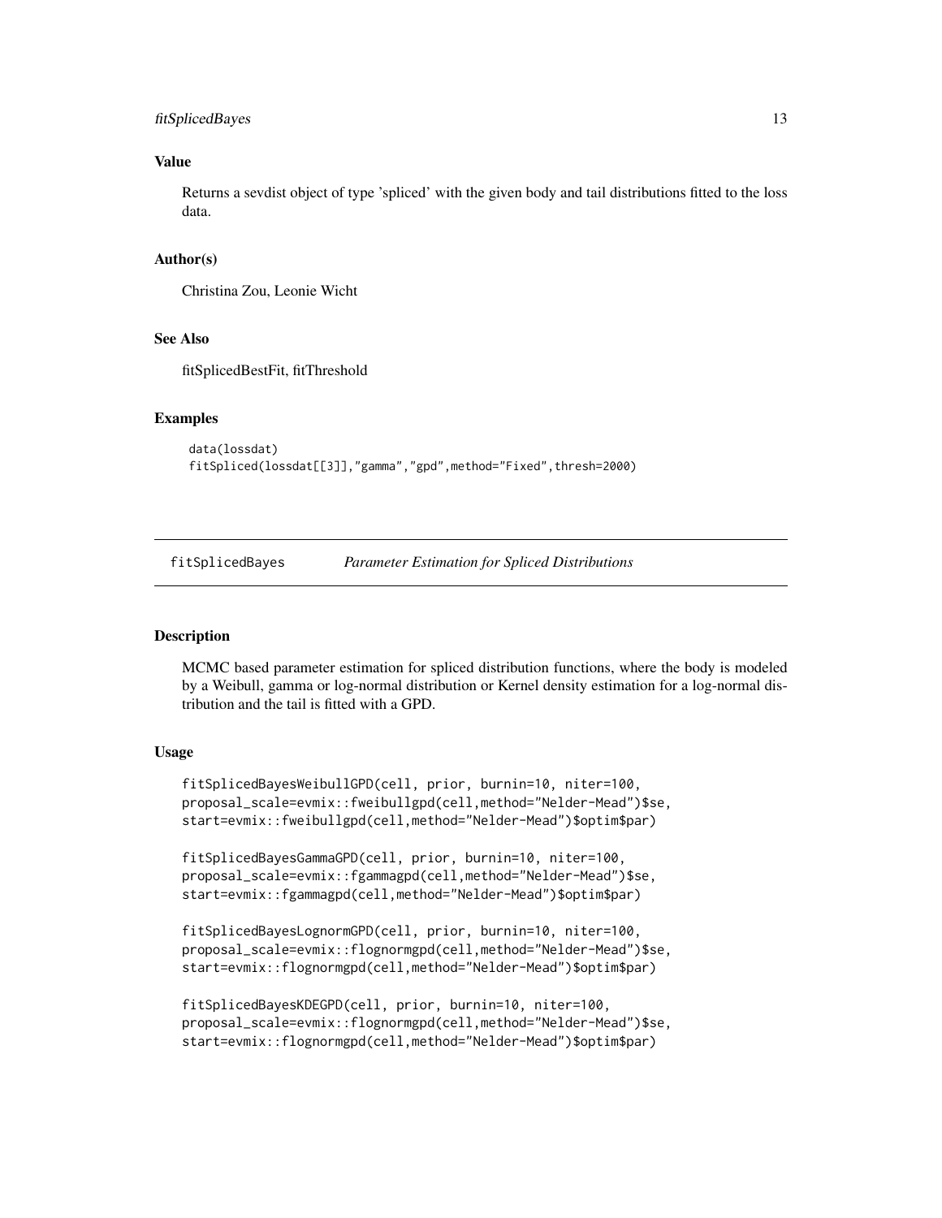### Value

Returns a sevdist object of type 'spliced' with the given body and tail distributions fitted to the loss data.

### Author(s)

Christina Zou, Leonie Wicht

### See Also

fitSplicedBestFit, fitThreshold

### Examples

```
data(lossdat)
fitSpliced(lossdat[[3]],"gamma","gpd",method="Fixed",thresh=2000)
```

---

## fitSplicedBayes — *Parameter Estimation for Spliced Distributions*

---

### Description

MCMC based parameter estimation for spliced distribution functions, where the body is modeled by a Weibull, gamma or log-normal distribution or Kernel density estimation for a log-normal distribution and the tail is fitted with a GPD.

### Usage

```
fitSplicedBayesWeibullGPD(cell, prior, burnin=10, niter=100,
proposal_scale=evmix::fweibullgpd(cell,method="Nelder-Mead")$se,
start=evmix::fweibullgpd(cell,method="Nelder-Mead")$optim$par)

fitSplicedBayesGammaGPD(cell, prior, burnin=10, niter=100,
proposal_scale=evmix::fgammagpd(cell,method="Nelder-Mead")$se,
start=evmix::fgammagpd(cell,method="Nelder-Mead")$optim$par)

fitSplicedBayesLognormGPD(cell, prior, burnin=10, niter=100,
proposal_scale=evmix::flognormgpd(cell,method="Nelder-Mead")$se,
start=evmix::flognormgpd(cell,method="Nelder-Mead")$optim$par)

fitSplicedBayesKDEGPD(cell, prior, burnin=10, niter=100,
proposal_scale=evmix::flognormgpd(cell,method="Nelder-Mead")$se,
start=evmix::flognormgpd(cell,method="Nelder-Mead")$optim$par)
```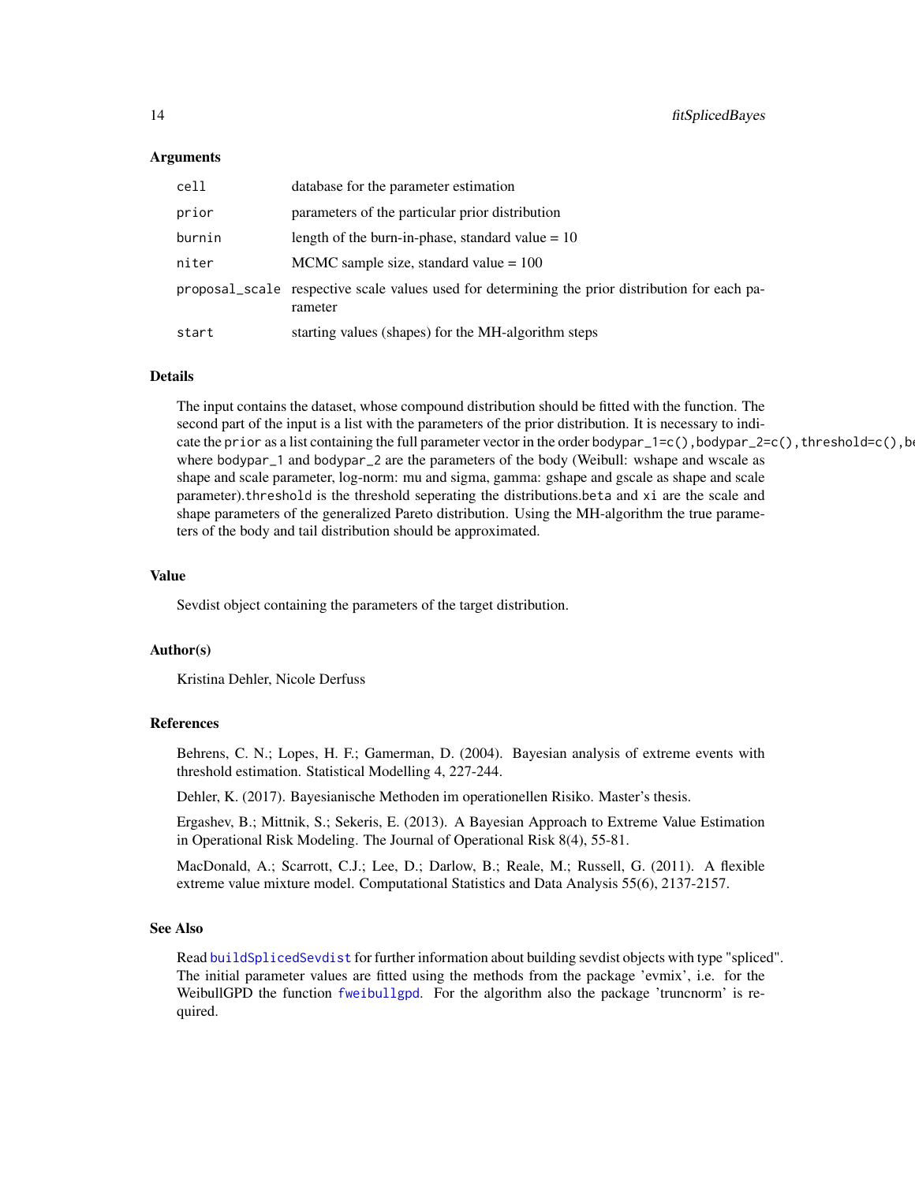## Arguments

| | |
|---|---|
| `cell` | database for the parameter estimation |
| `prior` | parameters of the particular prior distribution |
| `burnin` | length of the burn-in-phase, standard value = 10 |
| `niter` | MCMC sample size, standard value = 100 |
| `proposal_scale` | respective scale values used for determining the prior distribution for each parameter |
| `start` | starting values (shapes) for the MH-algorithm steps |

## Details

The input contains the dataset, whose compound distribution should be fitted with the function. The second part of the input is a list with the parameters of the prior distribution. It is necessary to indicate the `prior` as a list containing the full parameter vector in the order `bodypar_1=c(),bodypar_2=c(),threshold=c(),be` where `bodypar_1` and `bodypar_2` are the parameters of the body (Weibull: wshape and wscale as shape and scale parameter, log-norm: mu and sigma, gamma: gshape and gscale as shape and scale parameter).`threshold` is the threshold seperating the distributions.`beta` and `xi` are the scale and shape parameters of the generalized Pareto distribution. Using the MH-algorithm the true parameters of the body and tail distribution should be approximated.

## Value

Sevdist object containing the parameters of the target distribution.

## Author(s)

Kristina Dehler, Nicole Derfuss

## References

Behrens, C. N.; Lopes, H. F.; Gamerman, D. (2004). Bayesian analysis of extreme events with threshold estimation. Statistical Modelling 4, 227-244.

Dehler, K. (2017). Bayesianische Methoden im operationellen Risiko. Master's thesis.

Ergashev, B.; Mittnik, S.; Sekeris, E. (2013). A Bayesian Approach to Extreme Value Estimation in Operational Risk Modeling. The Journal of Operational Risk 8(4), 55-81.

MacDonald, A.; Scarrott, C.J.; Lee, D.; Darlow, B.; Reale, M.; Russell, G. (2011). A flexible extreme value mixture model. Computational Statistics and Data Analysis 55(6), 2137-2157.

## See Also

Read `buildSplicedSevdist` for further information about building sevdist objects with type "spliced". The initial parameter values are fitted using the methods from the package 'evmix', i.e. for the WeibullGPD the function `fweibullgpd`. For the algorithm also the package 'truncnorm' is required.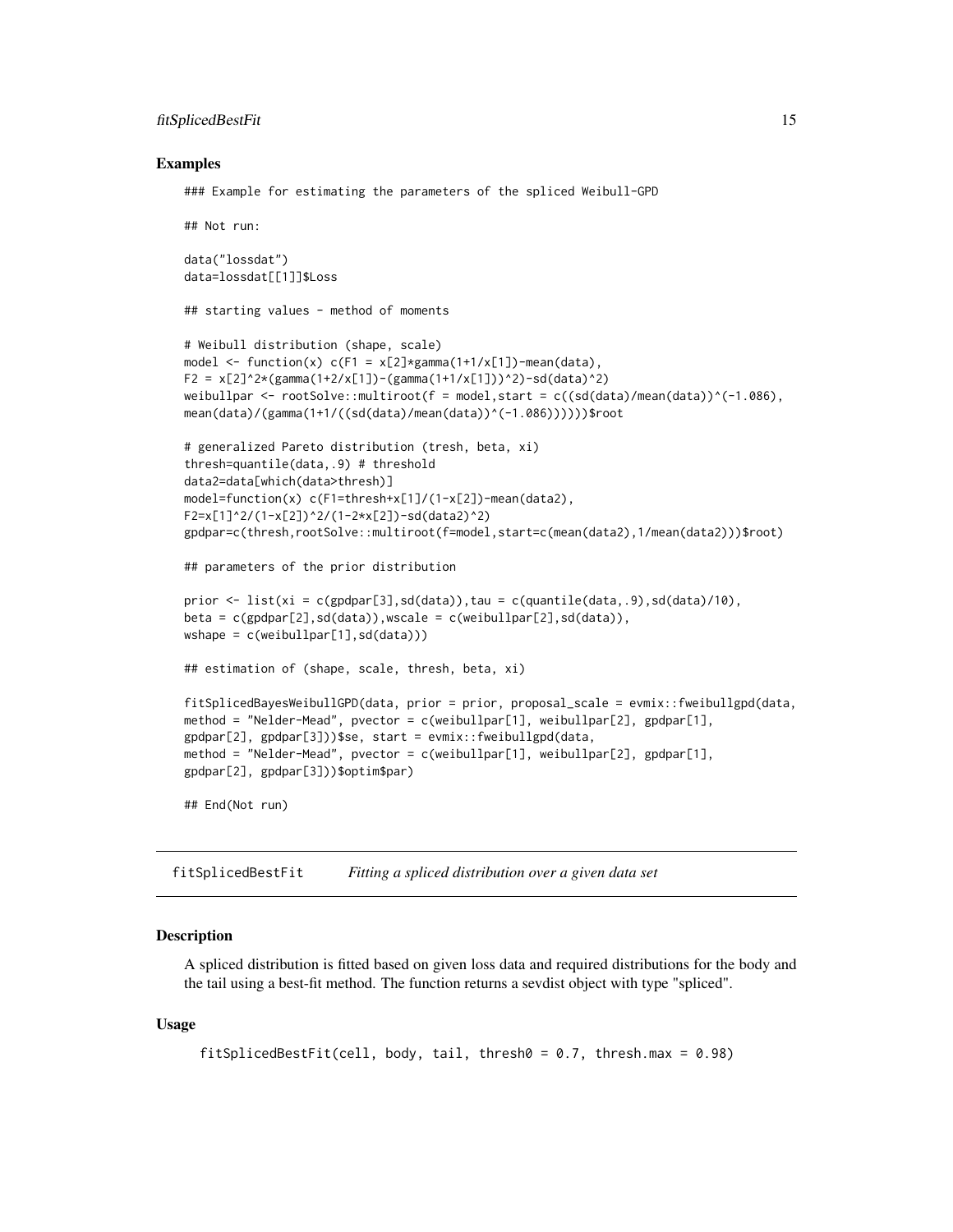## Examples

```
### Example for estimating the parameters of the spliced Weibull-GPD

## Not run:

data("lossdat")
data=lossdat[[1]]$Loss

## starting values - method of moments

# Weibull distribution (shape, scale)
model <- function(x) c(F1 = x[2]*gamma(1+1/x[1])-mean(data),
F2 = x[2]^2*(gamma(1+2/x[1])-(gamma(1+1/x[1]))^2)-sd(data)^2)
weibullpar <- rootSolve::multiroot(f = model,start = c((sd(data)/mean(data))^(-1.086),
mean(data)/(gamma(1+1/((sd(data)/mean(data))^(-1.086))))))$root

# generalized Pareto distribution (tresh, beta, xi)
thresh=quantile(data,.9) # threshold
data2=data[which(data>thresh)]
model=function(x) c(F1=thresh+x[1]/(1-x[2])-mean(data2),
F2=x[1]^2/(1-x[2])^2/(1-2*x[2])-sd(data2)^2)
gpdpar=c(thresh,rootSolve::multiroot(f=model,start=c(mean(data2),1/mean(data2)))$root)

## parameters of the prior distribution

prior <- list(xi = c(gpdpar[3],sd(data)),tau = c(quantile(data,.9),sd(data)/10),
beta = c(gpdpar[2],sd(data)),wscale = c(weibullpar[2],sd(data)),
wshape = c(weibullpar[1],sd(data)))

## estimation of (shape, scale, thresh, beta, xi)

fitSplicedBayesWeibullGPD(data, prior = prior, proposal_scale = evmix::fweibullgpd(data,
method = "Nelder-Mead", pvector = c(weibullpar[1], weibullpar[2], gpdpar[1],
gpdpar[2], gpdpar[3]))$se, start = evmix::fweibullgpd(data,
method = "Nelder-Mead", pvector = c(weibullpar[1], weibullpar[2], gpdpar[1],
gpdpar[2], gpdpar[3]))$optim$par)

## End(Not run)
```

---

# fitSplicedBestFit — *Fitting a spliced distribution over a given data set*

---

## Description

A spliced distribution is fitted based on given loss data and required distributions for the body and the tail using a best-fit method. The function returns a sevdist object with type "spliced".

## Usage

```
fitSplicedBestFit(cell, body, tail, thresh0 = 0.7, thresh.max = 0.98)
```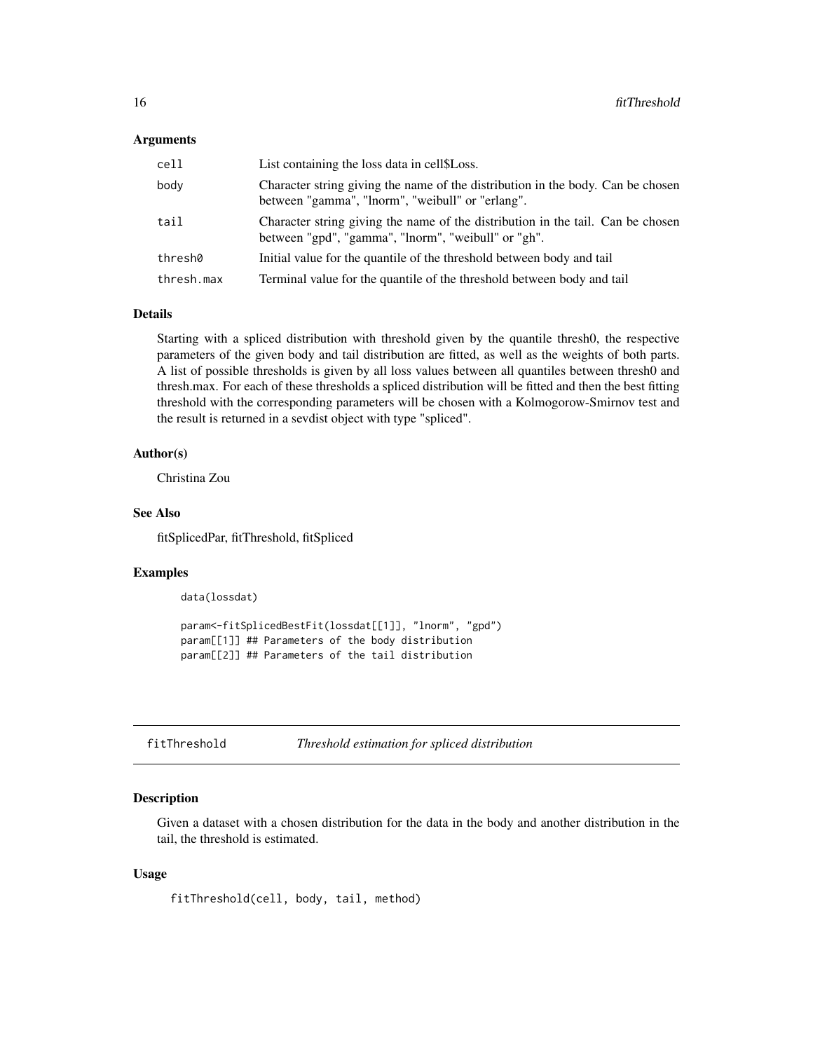### Arguments

| | |
|---|---|
| cell | List containing the loss data in cell$Loss. |
| body | Character string giving the name of the distribution in the body. Can be chosen between "gamma", "lnorm", "weibull" or "erlang". |
| tail | Character string giving the name of the distribution in the tail. Can be chosen between "gpd", "gamma", "lnorm", "weibull" or "gh". |
| thresh0 | Initial value for the quantile of the threshold between body and tail |
| thresh.max | Terminal value for the quantile of the threshold between body and tail |

### Details

Starting with a spliced distribution with threshold given by the quantile thresh0, the respective parameters of the given body and tail distribution are fitted, as well as the weights of both parts. A list of possible thresholds is given by all loss values between all quantiles between thresh0 and thresh.max. For each of these thresholds a spliced distribution will be fitted and then the best fitting threshold with the corresponding parameters will be chosen with a Kolmogorow-Smirnov test and the result is returned in a sevdist object with type "spliced".

### Author(s)

Christina Zou

### See Also

fitSplicedPar, fitThreshold, fitSpliced

### Examples

```
data(lossdat)

param<-fitSplicedBestFit(lossdat[[1]], "lnorm", "gpd")
param[[1]] ## Parameters of the body distribution
param[[2]] ## Parameters of the tail distribution
```

---

## fitThreshold *Threshold estimation for spliced distribution*

### Description

Given a dataset with a chosen distribution for the data in the body and another distribution in the tail, the threshold is estimated.

### Usage

```
fitThreshold(cell, body, tail, method)
```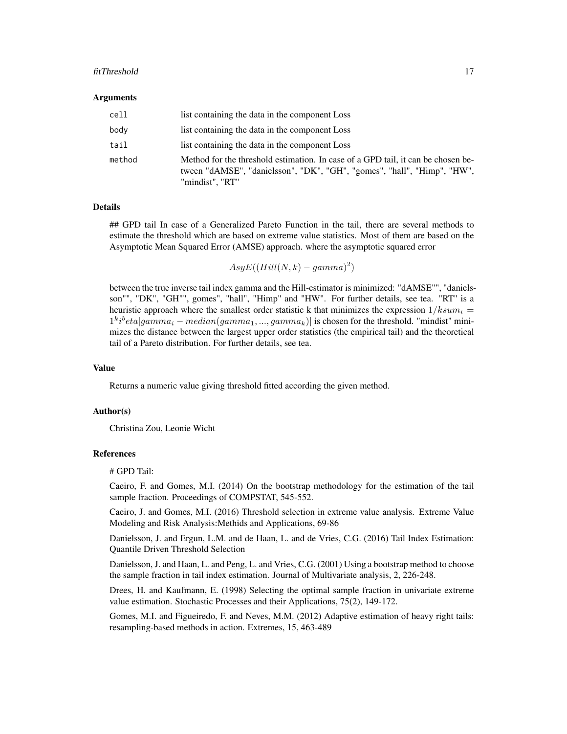### Arguments

| | |
|---|---|
| cell | list containing the data in the component Loss |
| body | list containing the data in the component Loss |
| tail | list containing the data in the component Loss |
| method | Method for the threshold estimation. In case of a GPD tail, it can be chosen between "dAMSE", "danielsson", "DK", "GH", "gomes", "hall", "Himp", "HW", "mindist", "RT" |

### Details

## GPD tail In case of a Generalized Pareto Function in the tail, there are several methods to estimate the threshold which are based on extreme value statistics. Most of them are based on the Asymptotic Mean Squared Error (AMSE) approach. where the asymptotic squared error

$$AsyE((Hill(N,k) - gamma)^2)$$

between the true inverse tail index gamma and the Hill-estimator is minimized: "dAMSE"", "danielsson"", "DK", "GH"", gomes", "hall", "Himp" and "HW". For further details, see tea. "RT" is a heuristic approach where the smallest order statistic k that minimizes the expression $1/ksum_i = 1^k i^b eta|gamma_i - median(gamma_1, ..., gamma_k)|$ is chosen for the threshold. "mindist" minimizes the distance between the largest upper order statistics (the empirical tail) and the theoretical tail of a Pareto distribution. For further details, see tea.

### Value

Returns a numeric value giving threshold fitted according the given method.

### Author(s)

Christina Zou, Leonie Wicht

### References

# GPD Tail:

Caeiro, F. and Gomes, M.I. (2014) On the bootstrap methodology for the estimation of the tail sample fraction. Proceedings of COMPSTAT, 545-552.

Caeiro, J. and Gomes, M.I. (2016) Threshold selection in extreme value analysis. Extreme Value Modeling and Risk Analysis:Methids and Applications, 69-86

Danielsson, J. and Ergun, L.M. and de Haan, L. and de Vries, C.G. (2016) Tail Index Estimation: Quantile Driven Threshold Selection

Danielsson, J. and Haan, L. and Peng, L. and Vries, C.G. (2001) Using a bootstrap method to choose the sample fraction in tail index estimation. Journal of Multivariate analysis, 2, 226-248.

Drees, H. and Kaufmann, E. (1998) Selecting the optimal sample fraction in univariate extreme value estimation. Stochastic Processes and their Applications, 75(2), 149-172.

Gomes, M.I. and Figueiredo, F. and Neves, M.M. (2012) Adaptive estimation of heavy right tails: resampling-based methods in action. Extremes, 15, 463-489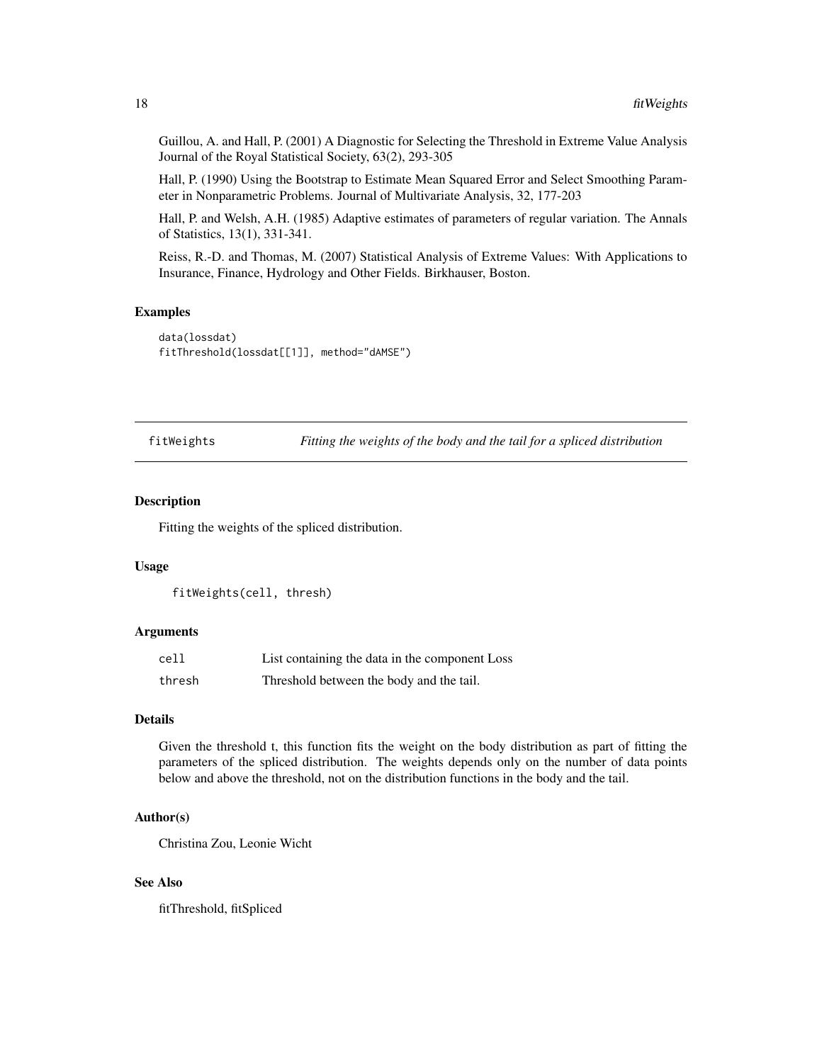Guillou, A. and Hall, P. (2001) A Diagnostic for Selecting the Threshold in Extreme Value Analysis Journal of the Royal Statistical Society, 63(2), 293-305

Hall, P. (1990) Using the Bootstrap to Estimate Mean Squared Error and Select Smoothing Parameter in Nonparametric Problems. Journal of Multivariate Analysis, 32, 177-203

Hall, P. and Welsh, A.H. (1985) Adaptive estimates of parameters of regular variation. The Annals of Statistics, 13(1), 331-341.

Reiss, R.-D. and Thomas, M. (2007) Statistical Analysis of Extreme Values: With Applications to Insurance, Finance, Hydrology and Other Fields. Birkhauser, Boston.

### Examples

```
data(lossdat)
fitThreshold(lossdat[[1]], method="dAMSE")
```

---

## fitWeights — *Fitting the weights of the body and the tail for a spliced distribution*

---

### Description

Fitting the weights of the spliced distribution.

### Usage

```
fitWeights(cell, thresh)
```

### Arguments

| | |
|---|---|
| cell | List containing the data in the component Loss |
| thresh | Threshold between the body and the tail. |

### Details

Given the threshold t, this function fits the weight on the body distribution as part of fitting the parameters of the spliced distribution. The weights depends only on the number of data points below and above the threshold, not on the distribution functions in the body and the tail.

### Author(s)

Christina Zou, Leonie Wicht

### See Also

fitThreshold, fitSpliced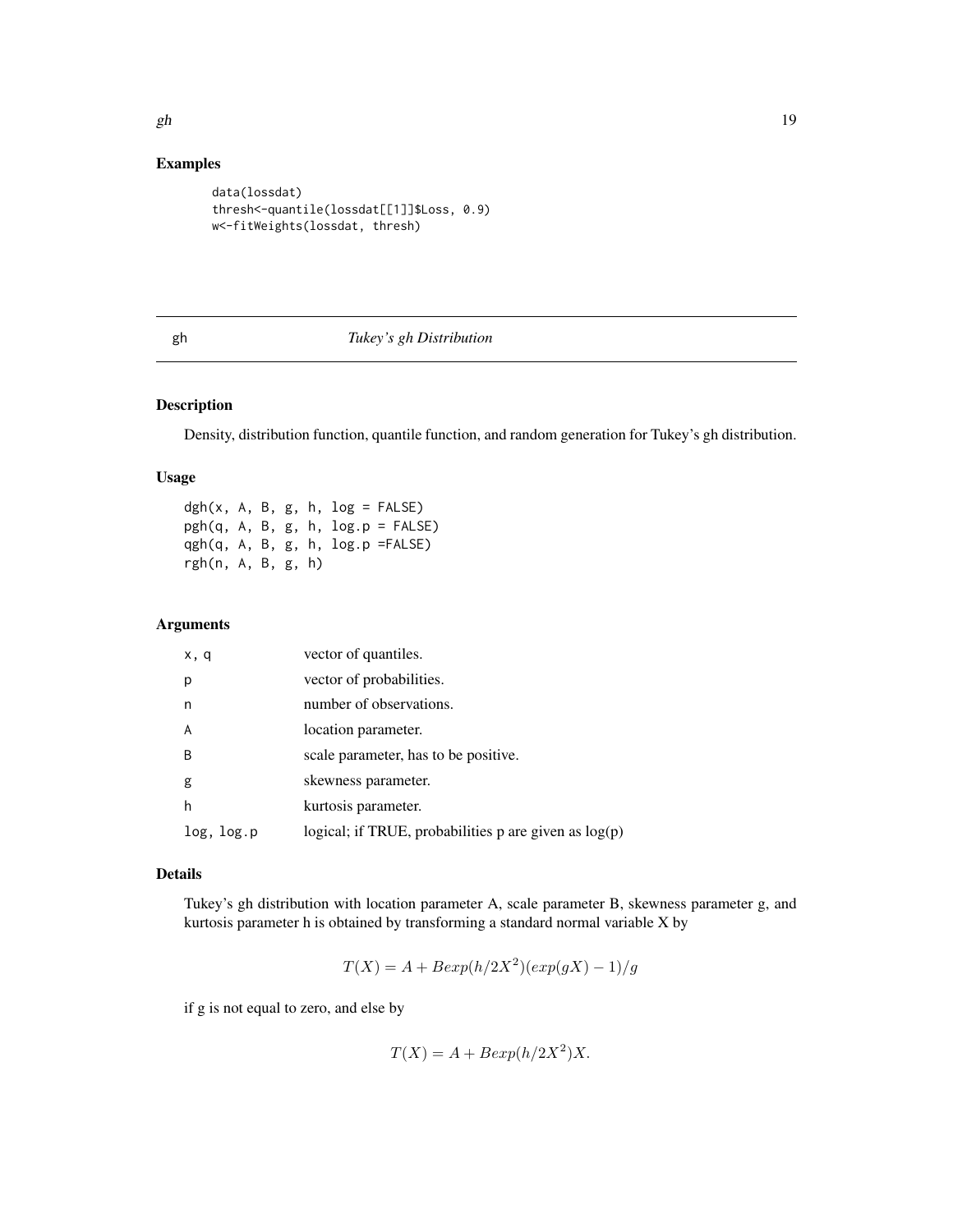## Examples

```
data(lossdat)
thresh<-quantile(lossdat[[1]]$Loss, 0.9)
w<-fitWeights(lossdat, thresh)
```

---

gh *Tukey's gh Distribution*

---

### Description

Density, distribution function, quantile function, and random generation for Tukey's gh distribution.

### Usage

```
dgh(x, A, B, g, h, log = FALSE)
pgh(q, A, B, g, h, log.p = FALSE)
qgh(q, A, B, g, h, log.p =FALSE)
rgh(n, A, B, g, h)
```

### Arguments

| | |
|---|---|
| x, q | vector of quantiles. |
| p | vector of probabilities. |
| n | number of observations. |
| A | location parameter. |
| B | scale parameter, has to be positive. |
| g | skewness parameter. |
| h | kurtosis parameter. |
| log, log.p | logical; if TRUE, probabilities p are given as log(p) |

### Details

Tukey's gh distribution with location parameter A, scale parameter B, skewness parameter g, and kurtosis parameter h is obtained by transforming a standard normal variable X by

$$T(X) = A + Bexp(h/2X^2)(exp(gX) - 1)/g$$

if g is not equal to zero, and else by

$$T(X) = A + Bexp(h/2X^2)X.$$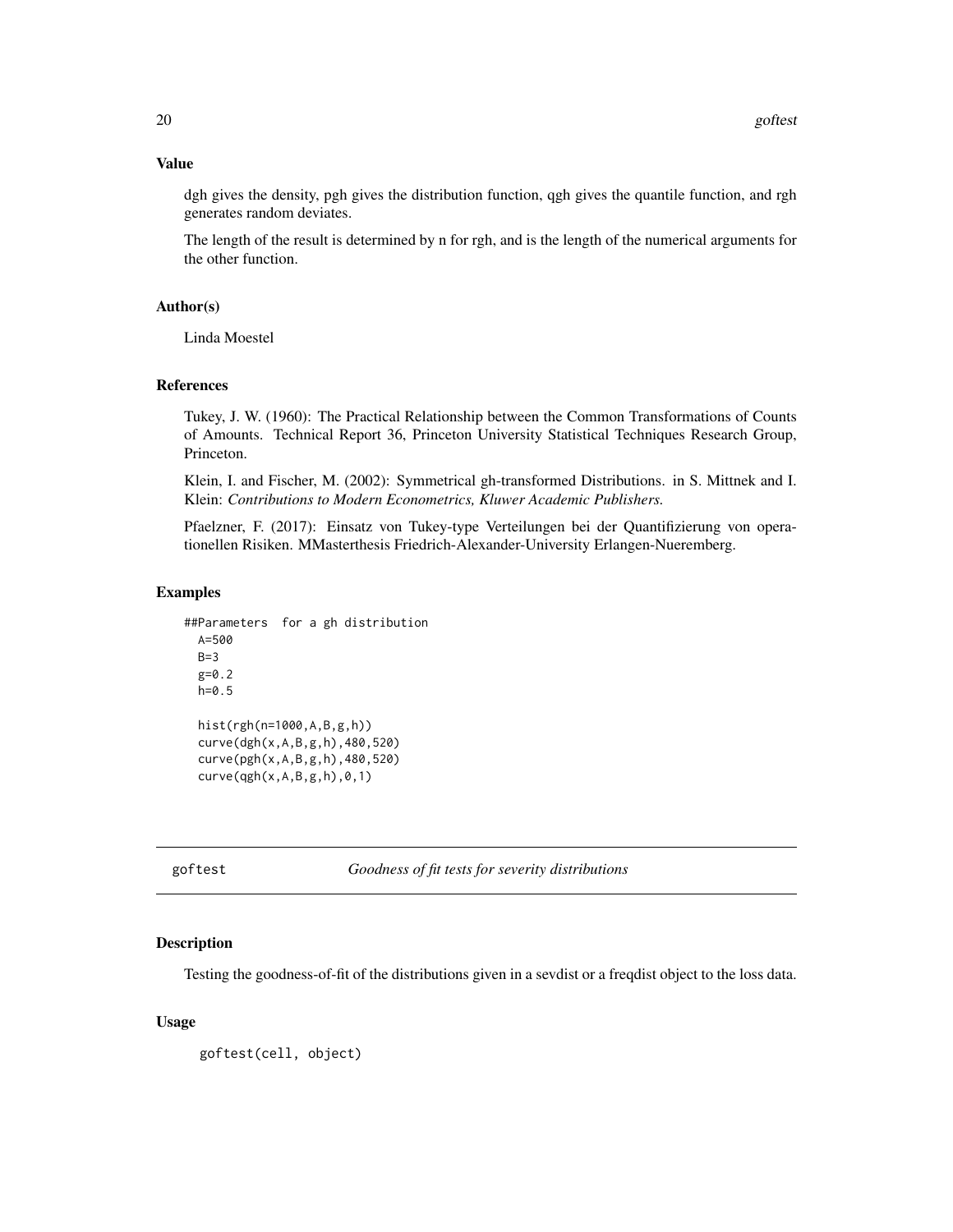## Value

dgh gives the density, pgh gives the distribution function, qgh gives the quantile function, and rgh generates random deviates.

The length of the result is determined by n for rgh, and is the length of the numerical arguments for the other function.

## Author(s)

Linda Moestel

## References

Tukey, J. W. (1960): The Practical Relationship between the Common Transformations of Counts of Amounts. Technical Report 36, Princeton University Statistical Techniques Research Group, Princeton.

Klein, I. and Fischer, M. (2002): Symmetrical gh-transformed Distributions. in S. Mittnek and I. Klein: *Contributions to Modern Econometrics, Kluwer Academic Publishers.*

Pfaelzner, F. (2017): Einsatz von Tukey-type Verteilungen bei der Quantifizierung von operationellen Risiken. MMasterthesis Friedrich-Alexander-University Erlangen-Nueremberg.

## Examples

```
##Parameters  for a gh distribution
  A=500
  B=3
  g=0.2
  h=0.5

  hist(rgh(n=1000,A,B,g,h))
  curve(dgh(x,A,B,g,h),480,520)
  curve(pgh(x,A,B,g,h),480,520)
  curve(qgh(x,A,B,g,h),0,1)
```

---

# goftest — *Goodness of fit tests for severity distributions*

## Description

Testing the goodness-of-fit of the distributions given in a sevdist or a freqdist object to the loss data.

## Usage

```
goftest(cell, object)
```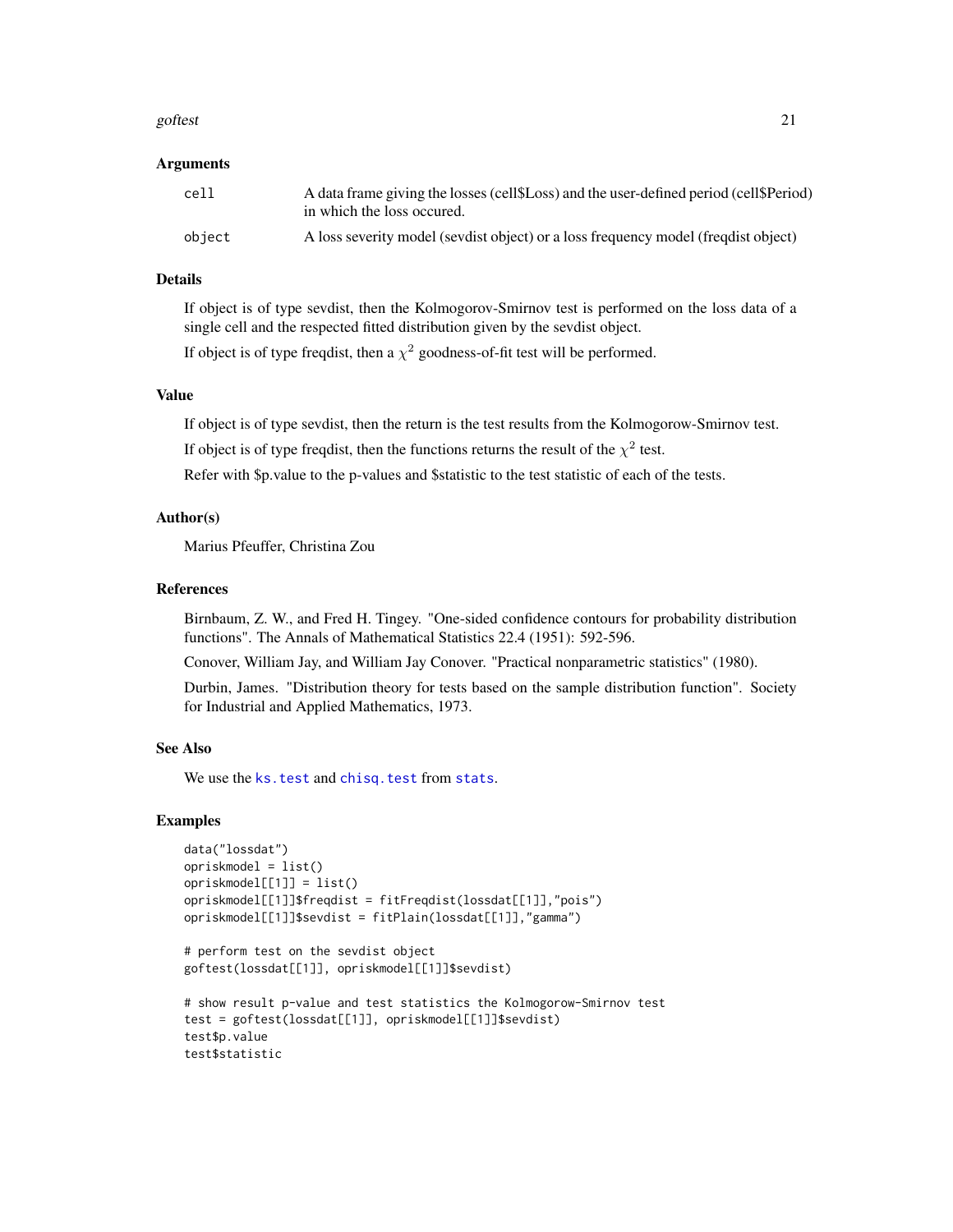### Arguments

| | |
|---|---|
| `cell` | A data frame giving the losses (cell$Loss) and the user-defined period (cell$Period) in which the loss occured. |
| `object` | A loss severity model (sevdist object) or a loss frequency model (freqdist object) |

### Details

If object is of type sevdist, then the Kolmogorov-Smirnov test is performed on the loss data of a single cell and the respected fitted distribution given by the sevdist object.

If object is of type freqdist, then a $\chi^2$ goodness-of-fit test will be performed.

### Value

If object is of type sevdist, then the return is the test results from the Kolmogorow-Smirnov test.

If object is of type freqdist, then the functions returns the result of the $\chi^2$ test.

Refer with $p.value to the p-values and $statistic to the test statistic of each of the tests.

### Author(s)

Marius Pfeuffer, Christina Zou

### References

Birnbaum, Z. W., and Fred H. Tingey. "One-sided confidence contours for probability distribution functions". The Annals of Mathematical Statistics 22.4 (1951): 592-596.

Conover, William Jay, and William Jay Conover. "Practical nonparametric statistics" (1980).

Durbin, James. "Distribution theory for tests based on the sample distribution function". Society for Industrial and Applied Mathematics, 1973.

### See Also

We use the `ks.test` and `chisq.test` from `stats`.

### Examples

```
data("lossdat")
opriskmodel = list()
opriskmodel[[1]] = list()
opriskmodel[[1]]$freqdist = fitFreqdist(lossdat[[1]],"pois")
opriskmodel[[1]]$sevdist = fitPlain(lossdat[[1]],"gamma")

# perform test on the sevdist object
goftest(lossdat[[1]], opriskmodel[[1]]$sevdist)

# show result p-value and test statistics the Kolmogorow-Smirnov test
test = goftest(lossdat[[1]], opriskmodel[[1]]$sevdist)
test$p.value
test$statistic
```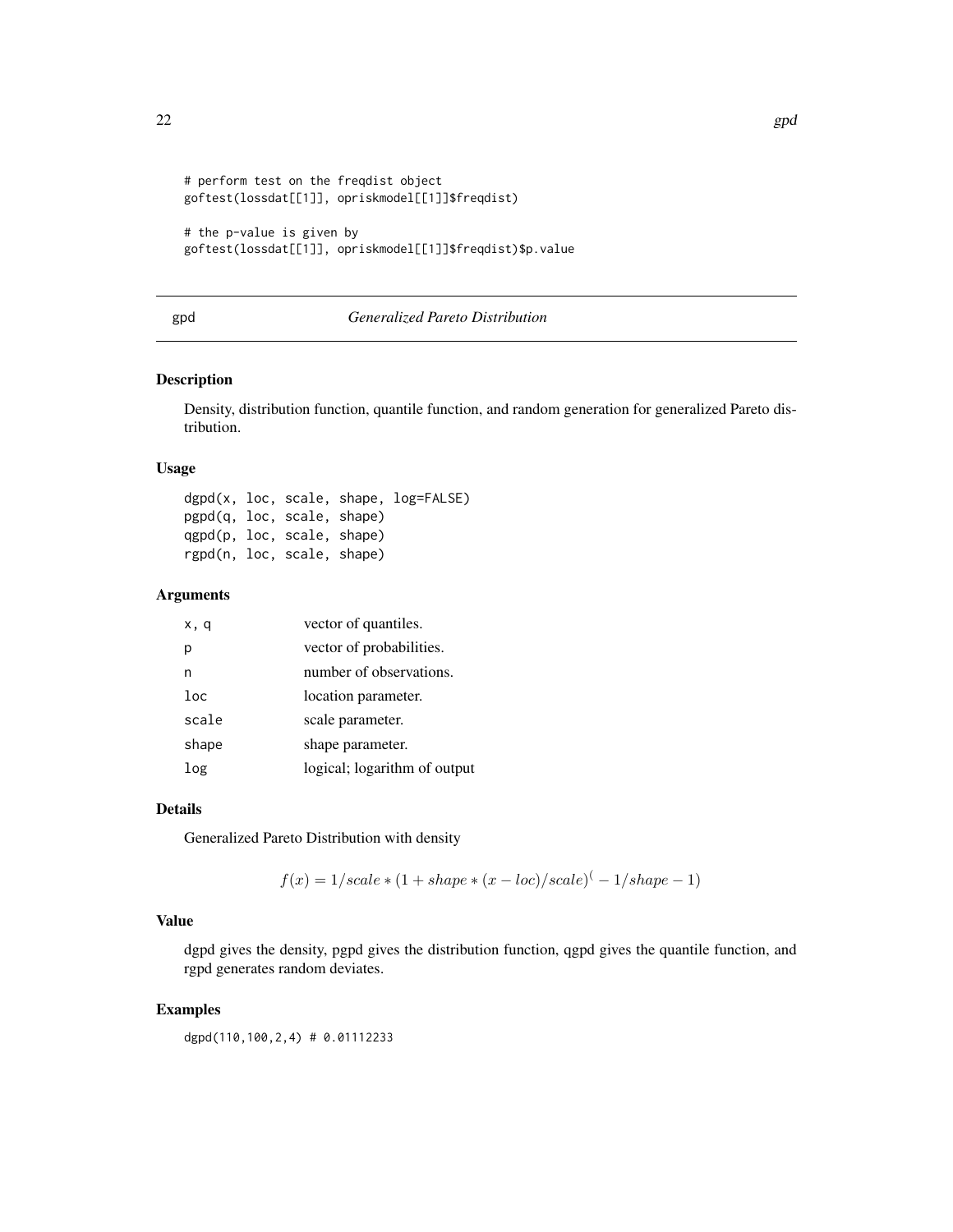```
# perform test on the freqdist object
goftest(lossdat[[1]], opriskmodel[[1]]$freqdist)

# the p-value is given by
goftest(lossdat[[1]], opriskmodel[[1]]$freqdist)$p.value
```

## gpd — *Generalized Pareto Distribution*

### Description

Density, distribution function, quantile function, and random generation for generalized Pareto distribution.

### Usage

```
dgpd(x, loc, scale, shape, log=FALSE)
pgpd(q, loc, scale, shape)
qgpd(p, loc, scale, shape)
rgpd(n, loc, scale, shape)
```

### Arguments

| | |
|---|---|
| x, q | vector of quantiles. |
| p | vector of probabilities. |
| n | number of observations. |
| loc | location parameter. |
| scale | scale parameter. |
| shape | shape parameter. |
| log | logical; logarithm of output |

### Details

Generalized Pareto Distribution with density

$$f(x) = 1/scale * (1 + shape * (x - loc)/scale)^(-1/shape - 1)$$

### Value

dgpd gives the density, pgpd gives the distribution function, qgpd gives the quantile function, and rgpd generates random deviates.

### Examples

```
dgpd(110,100,2,4) # 0.01112233
```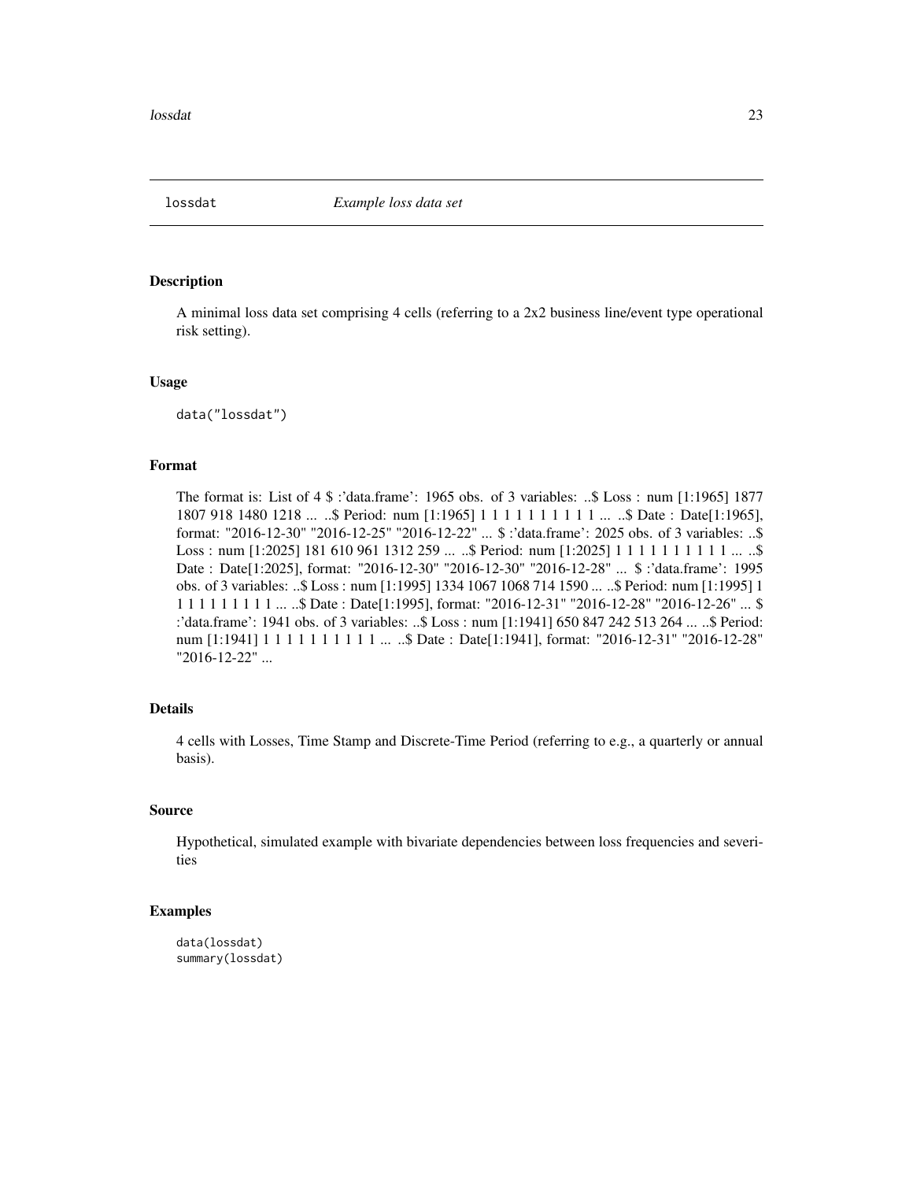`lossdat` *Example loss data set*

### Description

A minimal loss data set comprising 4 cells (referring to a 2x2 business line/event type operational risk setting).

### Usage

```
data("lossdat")
```

### Format

The format is: List of 4 $ :'data.frame': 1965 obs. of 3 variables: ..$ Loss : num [1:1965] 1877 1807 918 1480 1218 ... ..$ Period: num [1:1965] 1 1 1 1 1 1 1 1 1 1 ... ..$ Date : Date[1:1965], format: "2016-12-30" "2016-12-25" "2016-12-22" ... $ :'data.frame': 2025 obs. of 3 variables: ..$ Loss : num [1:2025] 181 610 961 1312 259 ... ..$ Period: num [1:2025] 1 1 1 1 1 1 1 1 1 1 ... ..$ Date : Date[1:2025], format: "2016-12-30" "2016-12-30" "2016-12-28" ... $ :'data.frame': 1995 obs. of 3 variables: ..$ Loss : num [1:1995] 1334 1067 1068 714 1590 ... ..$ Period: num [1:1995] 1 1 1 1 1 1 1 1 1 1 ... ..$ Date : Date[1:1995], format: "2016-12-31" "2016-12-28" "2016-12-26" ... $ :'data.frame': 1941 obs. of 3 variables: ..$ Loss : num [1:1941] 650 847 242 513 264 ... ..$ Period: num [1:1941] 1 1 1 1 1 1 1 1 1 1 ... ..$ Date : Date[1:1941], format: "2016-12-31" "2016-12-28" "2016-12-22" ...

### Details

4 cells with Losses, Time Stamp and Discrete-Time Period (referring to e.g., a quarterly or annual basis).

### Source

Hypothetical, simulated example with bivariate dependencies between loss frequencies and severities

### Examples

```
data(lossdat)
summary(lossdat)
```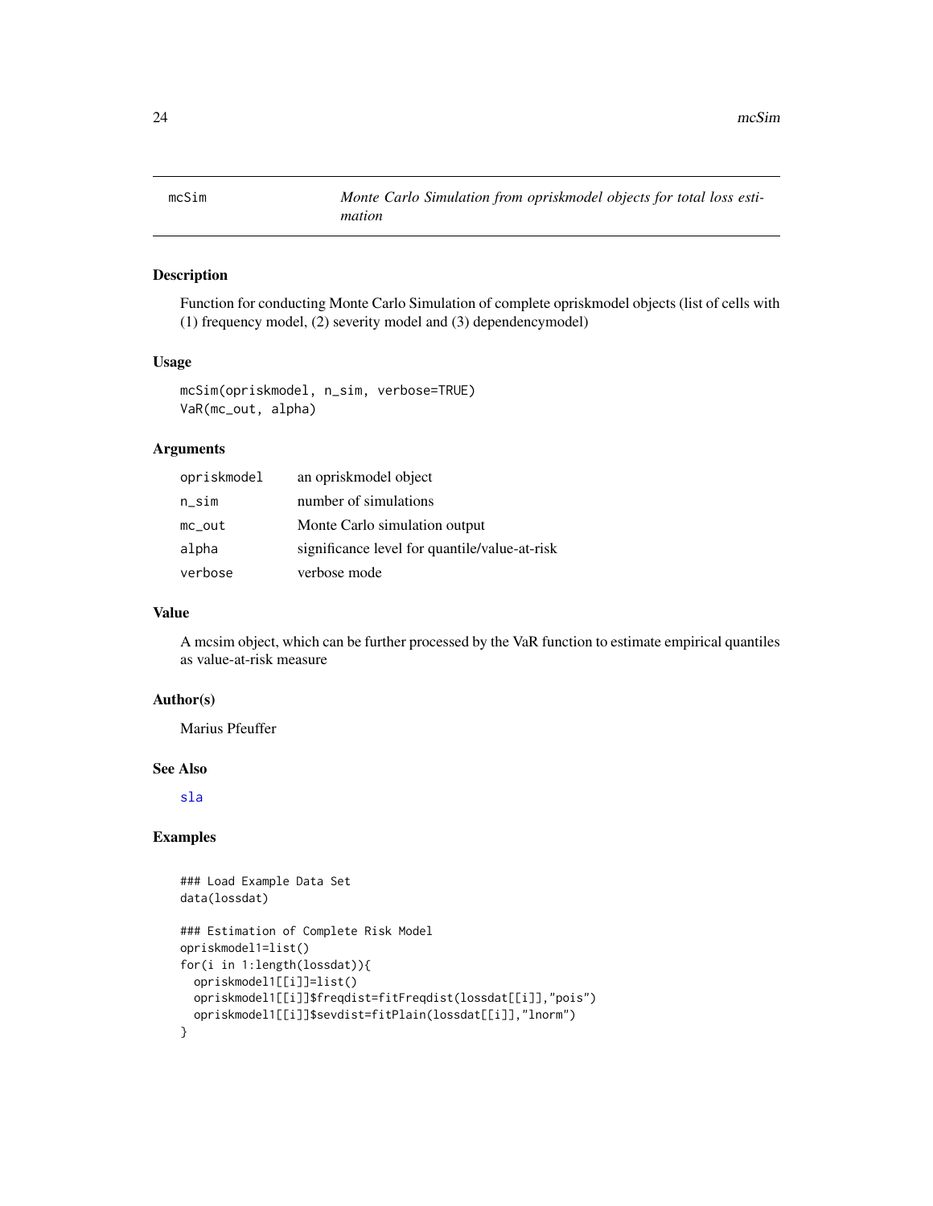# mcSim — *Monte Carlo Simulation from opriskmodel objects for total loss estimation*

## Description

Function for conducting Monte Carlo Simulation of complete opriskmodel objects (list of cells with (1) frequency model, (2) severity model and (3) dependencymodel)

## Usage

```
mcSim(opriskmodel, n_sim, verbose=TRUE)
VaR(mc_out, alpha)
```

## Arguments

| | |
|---|---|
| `opriskmodel` | an opriskmodel object |
| `n_sim` | number of simulations |
| `mc_out` | Monte Carlo simulation output |
| `alpha` | significance level for quantile/value-at-risk |
| `verbose` | verbose mode |

## Value

A mcsim object, which can be further processed by the VaR function to estimate empirical quantiles as value-at-risk measure

## Author(s)

Marius Pfeuffer

## See Also

`sla`

## Examples

```
### Load Example Data Set
data(lossdat)

### Estimation of Complete Risk Model
opriskmodel1=list()
for(i in 1:length(lossdat)){
  opriskmodel1[[i]]=list()
  opriskmodel1[[i]]$freqdist=fitFreqdist(lossdat[[i]],"pois")
  opriskmodel1[[i]]$sevdist=fitPlain(lossdat[[i]],"lnorm")
}
```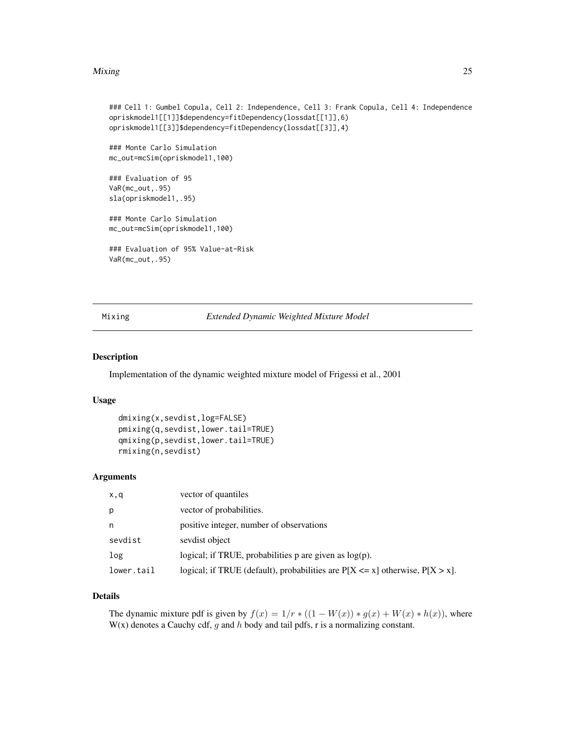```
### Cell 1: Gumbel Copula, Cell 2: Independence, Cell 3: Frank Copula, Cell 4: Independence
opriskmodel1[[1]]$dependency=fitDependency(lossdat[[1]],6)
opriskmodel1[[3]]$dependency=fitDependency(lossdat[[3]],4)

### Monte Carlo Simulation
mc_out=mcSim(opriskmodel1,100)

### Evaluation of 95
VaR(mc_out,.95)
sla(opriskmodel1,.95)

### Monte Carlo Simulation
mc_out=mcSim(opriskmodel1,100)

### Evaluation of 95% Value-at-Risk
VaR(mc_out,.95)
```

---

## Mixing — *Extended Dynamic Weighted Mixture Model*

---

### Description

Implementation of the dynamic weighted mixture model of Frigessi et al., 2001

### Usage

```
dmixing(x,sevdist,log=FALSE)
pmixing(q,sevdist,lower.tail=TRUE)
qmixing(p,sevdist,lower.tail=TRUE)
rmixing(n,sevdist)
```

### Arguments

| | |
|---|---|
| `x,q` | vector of quantiles |
| `p` | vector of probabilities. |
| `n` | positive integer, number of observations |
| `sevdist` | sevdist object |
| `log` | logical; if TRUE, probabilities p are given as log(p). |
| `lower.tail` | logical; if TRUE (default), probabilities are P[X <= x] otherwise, P[X > x]. |

### Details

The dynamic mixture pdf is given by $f(x) = 1/r * ((1 - W(x)) * g(x) + W(x) * h(x))$, where W(x) denotes a Cauchy cdf, $g$ and $h$ body and tail pdfs, r is a normalizing constant.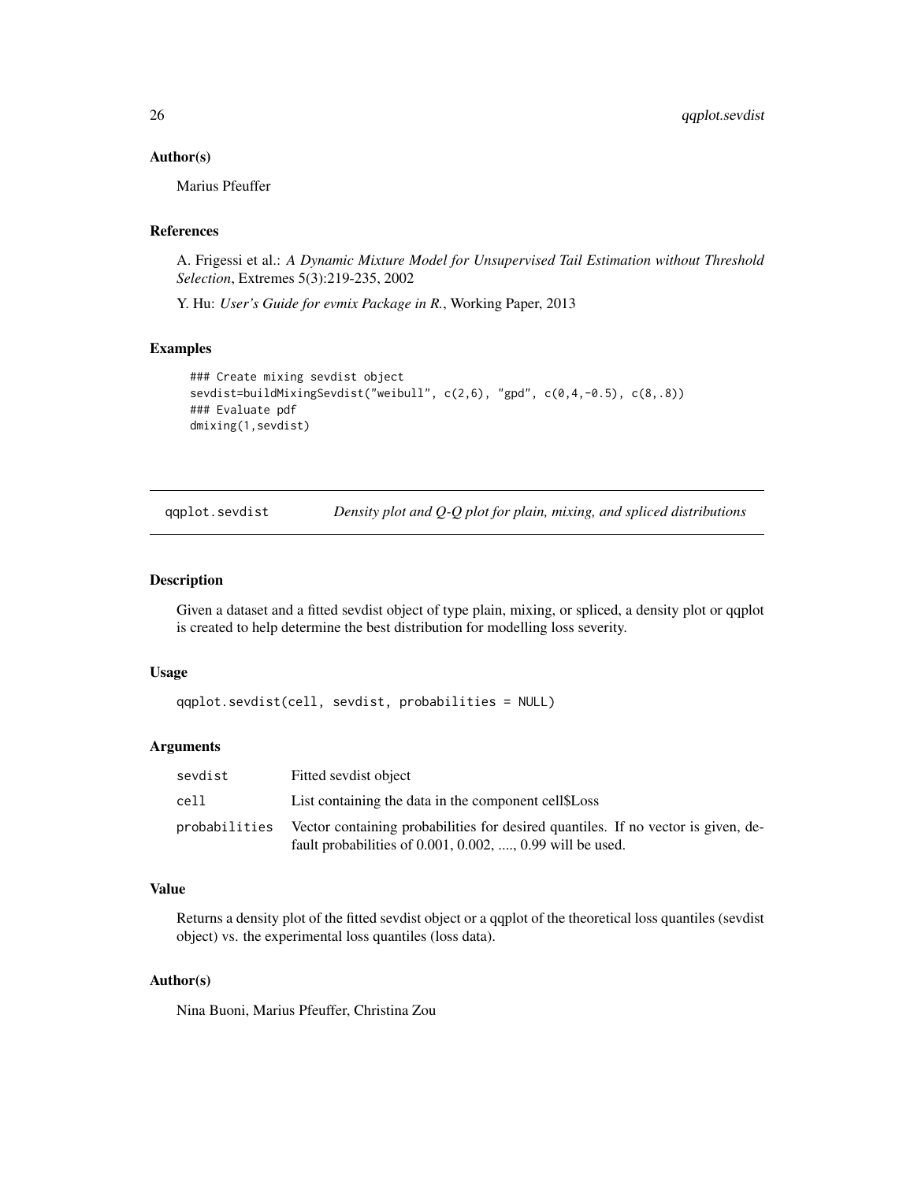### Author(s)

Marius Pfeuffer

### References

A. Frigessi et al.: *A Dynamic Mixture Model for Unsupervised Tail Estimation without Threshold Selection*, Extremes 5(3):219-235, 2002

Y. Hu: *User's Guide for evmix Package in R.*, Working Paper, 2013

### Examples

```
### Create mixing sevdist object
sevdist=buildMixingSevdist("weibull", c(2,6), "gpd", c(0,4,-0.5), c(8,.8))
### Evaluate pdf
dmixing(1,sevdist)
```

---

## qqplot.sevdist — *Density plot and Q-Q plot for plain, mixing, and spliced distributions*

### Description

Given a dataset and a fitted sevdist object of type plain, mixing, or spliced, a density plot or qqplot is created to help determine the best distribution for modelling loss severity.

### Usage

```
qqplot.sevdist(cell, sevdist, probabilities = NULL)
```

### Arguments

| | |
|---|---|
| sevdist | Fitted sevdist object |
| cell | List containing the data in the component cell$Loss |
| probabilities | Vector containing probabilities for desired quantiles. If no vector is given, default probabilities of 0.001, 0.002, ...., 0.99 will be used. |

### Value

Returns a density plot of the fitted sevdist object or a qqplot of the theoretical loss quantiles (sevdist object) vs. the experimental loss quantiles (loss data).

### Author(s)

Nina Buoni, Marius Pfeuffer, Christina Zou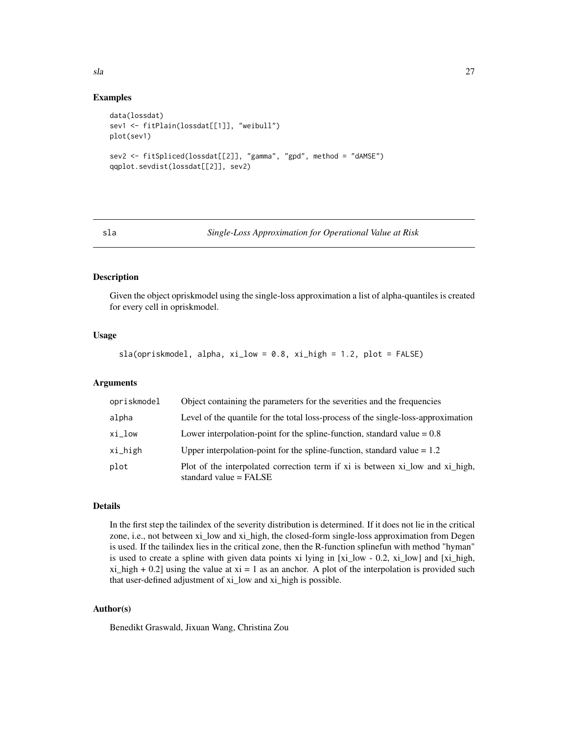### Examples

```
data(lossdat)
sev1 <- fitPlain(lossdat[[1]], "weibull")
plot(sev1)

sev2 <- fitSpliced(lossdat[[2]], "gamma", "gpd", method = "dAMSE")
qqplot.sevdist(lossdat[[2]], sev2)
```

---

## sla — *Single-Loss Approximation for Operational Value at Risk*

---

### Description

Given the object opriskmodel using the single-loss approximation a list of alpha-quantiles is created for every cell in opriskmodel.

### Usage

```
sla(opriskmodel, alpha, xi_low = 0.8, xi_high = 1.2, plot = FALSE)
```

### Arguments

| | |
|---|---|
| opriskmodel | Object containing the parameters for the severities and the frequencies |
| alpha | Level of the quantile for the total loss-process of the single-loss-approximation |
| xi_low | Lower interpolation-point for the spline-function, standard value = 0.8 |
| xi_high | Upper interpolation-point for the spline-function, standard value = 1.2 |
| plot | Plot of the interpolated correction term if xi is between xi_low and xi_high, standard value = FALSE |

### Details

In the first step the tailindex of the severity distribution is determined. If it does not lie in the critical zone, i.e., not between xi_low and xi_high, the closed-form single-loss approximation from Degen is used. If the tailindex lies in the critical zone, then the R-function splinefun with method "hyman" is used to create a spline with given data points xi lying in [xi_low - 0.2, xi_low] and [xi_high, xi_high + 0.2] using the value at xi = 1 as an anchor. A plot of the interpolation is provided such that user-defined adjustment of xi_low and xi_high is possible.

### Author(s)

Benedikt Graswald, Jixuan Wang, Christina Zou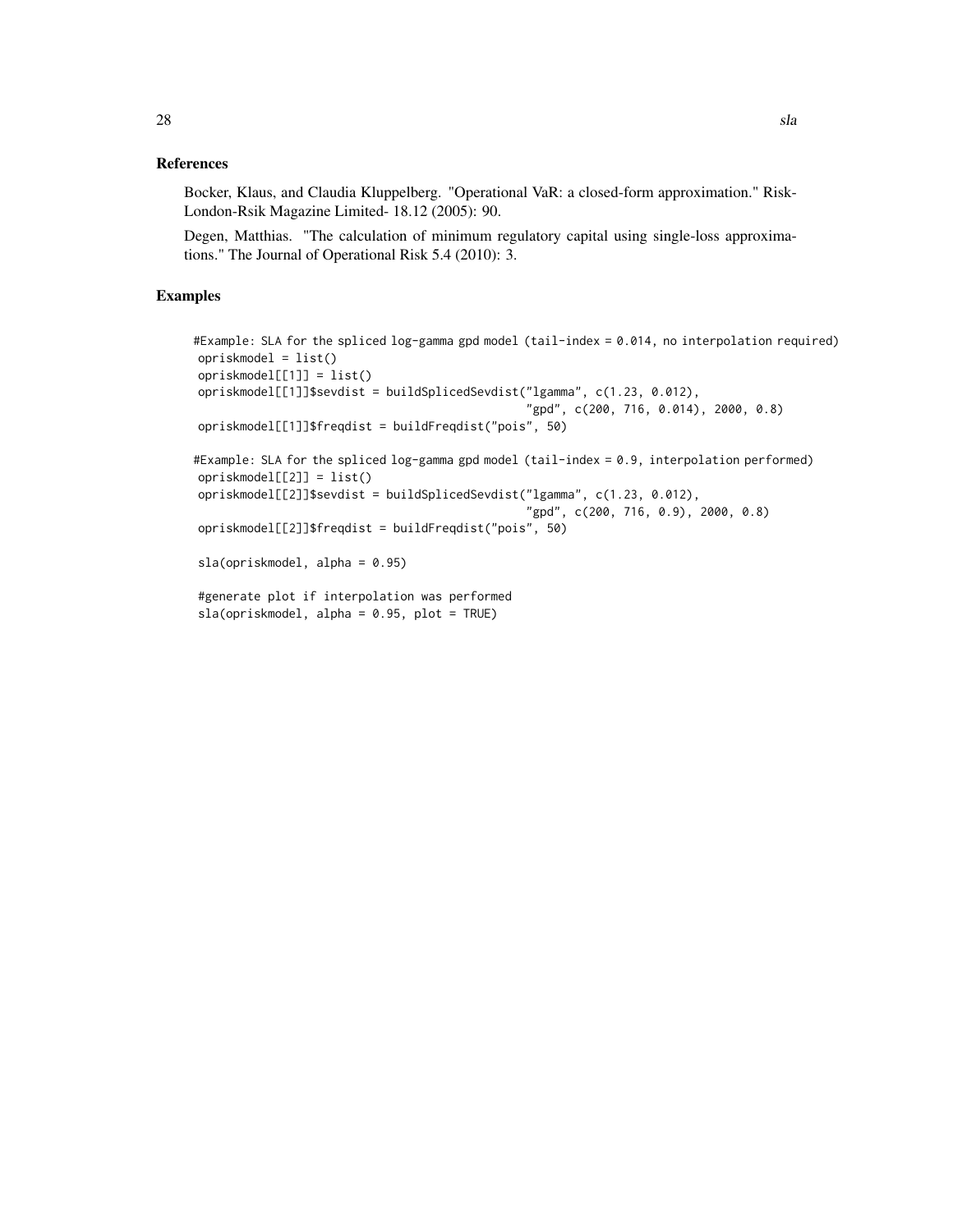## References

Bocker, Klaus, and Claudia Kluppelberg. "Operational VaR: a closed-form approximation." Risk-London-Rsik Magazine Limited- 18.12 (2005): 90.

Degen, Matthias. "The calculation of minimum regulatory capital using single-loss approximations." The Journal of Operational Risk 5.4 (2010): 3.

## Examples

```
#Example: SLA for the spliced log-gamma gpd model (tail-index = 0.014, no interpolation required)
opriskmodel = list()
opriskmodel[[1]] = list()
opriskmodel[[1]]$sevdist = buildSplicedSevdist("lgamma", c(1.23, 0.012),
                                               "gpd", c(200, 716, 0.014), 2000, 0.8)
opriskmodel[[1]]$freqdist = buildFreqdist("pois", 50)

#Example: SLA for the spliced log-gamma gpd model (tail-index = 0.9, interpolation performed)
opriskmodel[[2]] = list()
opriskmodel[[2]]$sevdist = buildSplicedSevdist("lgamma", c(1.23, 0.012),
                                               "gpd", c(200, 716, 0.9), 2000, 0.8)
opriskmodel[[2]]$freqdist = buildFreqdist("pois", 50)

sla(opriskmodel, alpha = 0.95)

#generate plot if interpolation was performed
sla(opriskmodel, alpha = 0.95, plot = TRUE)
```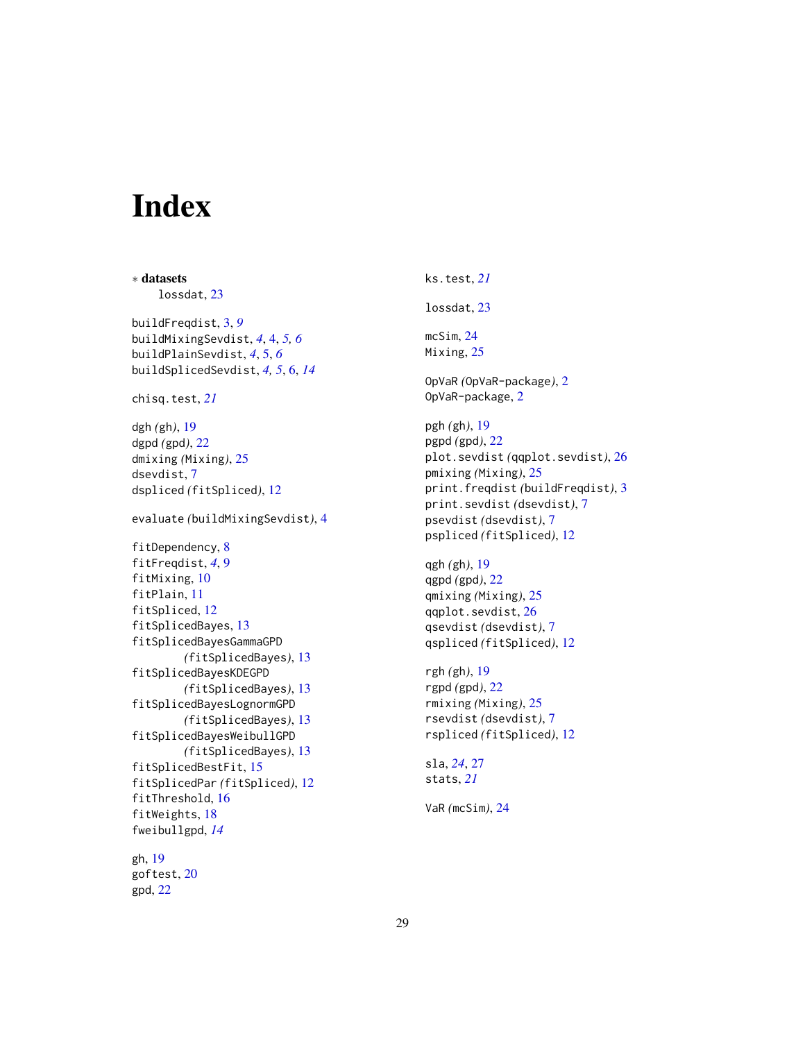# Index

∗ **datasets**
lossdat, 23

buildFreqdist, 3, *9*
buildMixingSevdist, *4*, 4, *5, 6*
buildPlainSevdist, *4*, 5, *6*
buildSplicedSevdist, *4, 5*, 6, *14*

chisq.test, *21*

dgh *(*gh*)*, 19
dgpd *(*gpd*)*, 22
dmixing *(*Mixing*)*, 25
dsevdist, 7
dspliced *(*fitSpliced*)*, 12

evaluate *(*buildMixingSevdist*)*, 4

fitDependency, 8
fitFreqdist, *4*, 9
fitMixing, 10
fitPlain, 11
fitSpliced, 12
fitSplicedBayes, 13
fitSplicedBayesGammaGPD *(*fitSplicedBayes*)*, 13
fitSplicedBayesKDEGPD *(*fitSplicedBayes*)*, 13
fitSplicedBayesLognormGPD *(*fitSplicedBayes*)*, 13
fitSplicedBayesWeibullGPD *(*fitSplicedBayes*)*, 13
fitSplicedBestFit, 15
fitSplicedPar *(*fitSpliced*)*, 12
fitThreshold, 16
fitWeights, 18
fweibullgpd, *14*

gh, 19
goftest, 20
gpd, 22

ks.test, *21*

lossdat, 23

mcSim, 24
Mixing, 25

OpVaR *(*OpVaR-package*)*, 2
OpVaR-package, 2

pgh *(*gh*)*, 19
pgpd *(*gpd*)*, 22
plot.sevdist *(*qqplot.sevdist*)*, 26
pmixing *(*Mixing*)*, 25
print.freqdist *(*buildFreqdist*)*, 3
print.sevdist *(*dsevdist*)*, 7
psevdist *(*dsevdist*)*, 7
pspliced *(*fitSpliced*)*, 12

qgh *(*gh*)*, 19
qgpd *(*gpd*)*, 22
qmixing *(*Mixing*)*, 25
qqplot.sevdist, 26
qsevdist *(*dsevdist*)*, 7
qspliced *(*fitSpliced*)*, 12

rgh *(*gh*)*, 19
rgpd *(*gpd*)*, 22
rmixing *(*Mixing*)*, 25
rsevdist *(*dsevdist*)*, 7
rspliced *(*fitSpliced*)*, 12

sla, *24*, 27
stats, *21*

VaR *(*mcSim*)*, 24